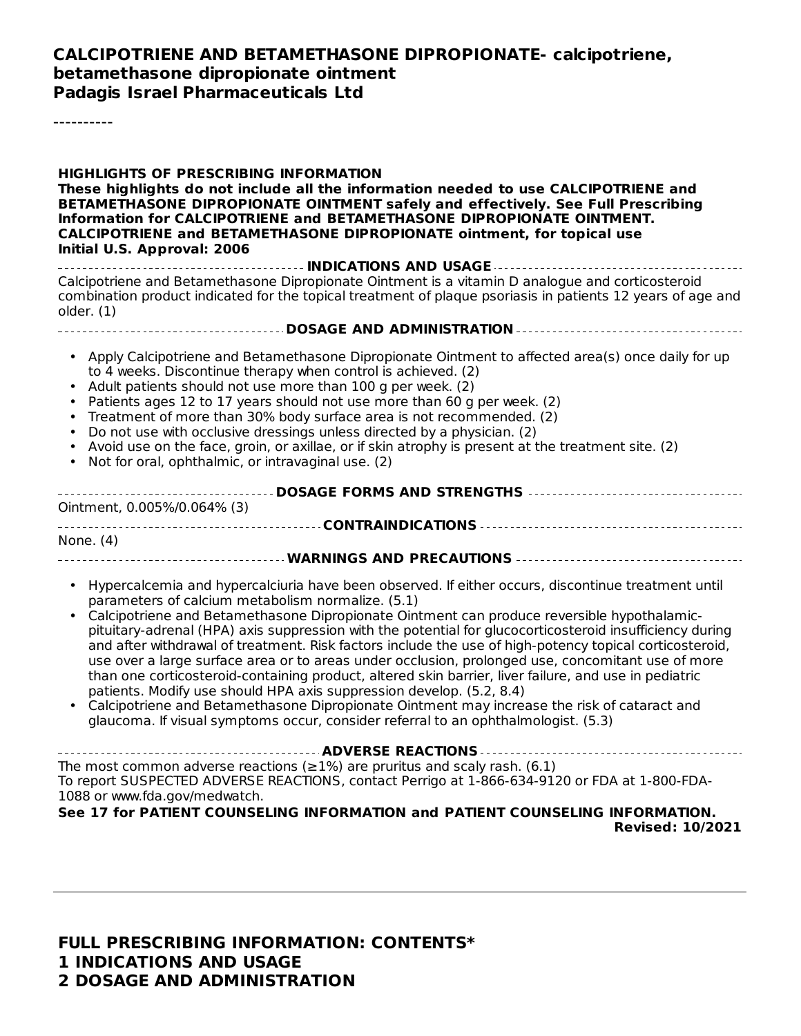**CALCIPOTRIENE AND BETAMETHASONE DIPROPIONATE- calcipotriene, betamethasone dipropionate ointment**
**Padagis Israel Pharmaceuticals Ltd**

----------

**HIGHLIGHTS OF PRESCRIBING INFORMATION**
**These highlights do not include all the information needed to use CALCIPOTRIENE and BETAMETHASONE DIPROPIONATE OINTMENT safely and effectively. See Full Prescribing Information for CALCIPOTRIENE and BETAMETHASONE DIPROPIONATE OINTMENT.**
**CALCIPOTRIENE and BETAMETHASONE DIPROPIONATE ointment, for topical use**
**Initial U.S. Approval: 2006**

**INDICATIONS AND USAGE**

Calcipotriene and Betamethasone Dipropionate Ointment is a vitamin D analogue and corticosteroid combination product indicated for the topical treatment of plaque psoriasis in patients 12 years of age and older. (1)

**DOSAGE AND ADMINISTRATION**

- Apply Calcipotriene and Betamethasone Dipropionate Ointment to affected area(s) once daily for up to 4 weeks. Discontinue therapy when control is achieved. (2)
- Adult patients should not use more than 100 g per week. (2)
- Patients ages 12 to 17 years should not use more than 60 g per week. (2)
- Treatment of more than 30% body surface area is not recommended. (2)
- Do not use with occlusive dressings unless directed by a physician. (2)
- Avoid use on the face, groin, or axillae, or if skin atrophy is present at the treatment site. (2)
- Not for oral, ophthalmic, or intravaginal use. (2)

**DOSAGE FORMS AND STRENGTHS**

Ointment, 0.005%/0.064% (3)

**CONTRAINDICATIONS**

None. (4)

**WARNINGS AND PRECAUTIONS**

- Hypercalcemia and hypercalciuria have been observed. If either occurs, discontinue treatment until parameters of calcium metabolism normalize. (5.1)
- Calcipotriene and Betamethasone Dipropionate Ointment can produce reversible hypothalamic-pituitary-adrenal (HPA) axis suppression with the potential for glucocorticosteroid insufficiency during and after withdrawal of treatment. Risk factors include the use of high-potency topical corticosteroid, use over a large surface area or to areas under occlusion, prolonged use, concomitant use of more than one corticosteroid-containing product, altered skin barrier, liver failure, and use in pediatric patients. Modify use should HPA axis suppression develop. (5.2, 8.4)
- Calcipotriene and Betamethasone Dipropionate Ointment may increase the risk of cataract and glaucoma. If visual symptoms occur, consider referral to an ophthalmologist. (5.3)

**ADVERSE REACTIONS**

The most common adverse reactions (≥1%) are pruritus and scaly rash. (6.1)
To report SUSPECTED ADVERSE REACTIONS, contact Perrigo at 1-866-634-9120 or FDA at 1-800-FDA-1088 or www.fda.gov/medwatch.

**See 17 for PATIENT COUNSELING INFORMATION and PATIENT COUNSELING INFORMATION.**

**Revised: 10/2021**

---

**FULL PRESCRIBING INFORMATION: CONTENTS***
**1 INDICATIONS AND USAGE**
**2 DOSAGE AND ADMINISTRATION**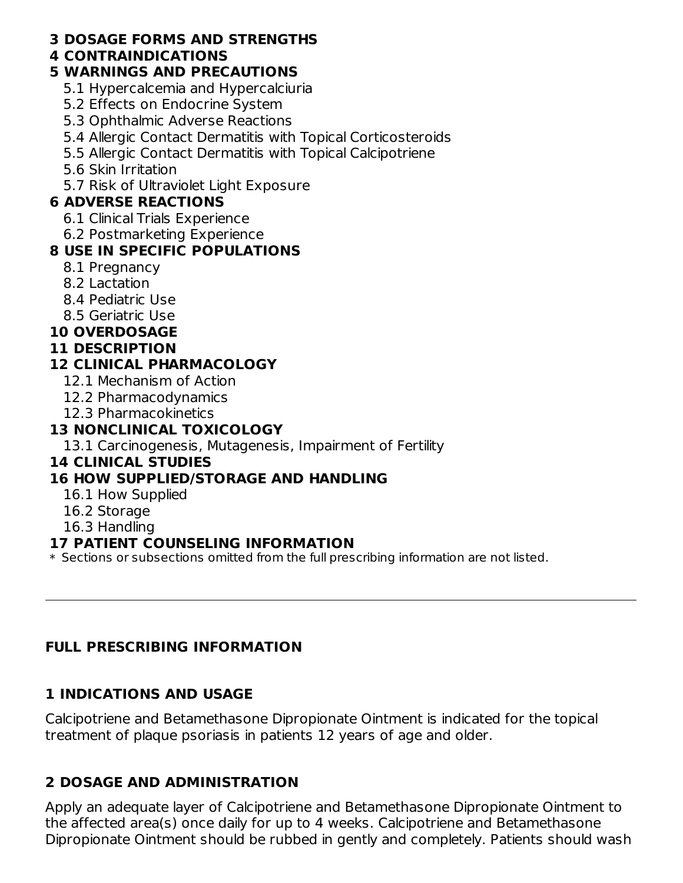**3 DOSAGE FORMS AND STRENGTHS**

**4 CONTRAINDICATIONS**

**5 WARNINGS AND PRECAUTIONS**

- 5.1 Hypercalcemia and Hypercalciuria
- 5.2 Effects on Endocrine System
- 5.3 Ophthalmic Adverse Reactions
- 5.4 Allergic Contact Dermatitis with Topical Corticosteroids
- 5.5 Allergic Contact Dermatitis with Topical Calcipotriene
- 5.6 Skin Irritation
- 5.7 Risk of Ultraviolet Light Exposure

**6 ADVERSE REACTIONS**

- 6.1 Clinical Trials Experience
- 6.2 Postmarketing Experience

**8 USE IN SPECIFIC POPULATIONS**

- 8.1 Pregnancy
- 8.2 Lactation
- 8.4 Pediatric Use
- 8.5 Geriatric Use

**10 OVERDOSAGE**

**11 DESCRIPTION**

**12 CLINICAL PHARMACOLOGY**

- 12.1 Mechanism of Action
- 12.2 Pharmacodynamics
- 12.3 Pharmacokinetics

**13 NONCLINICAL TOXICOLOGY**

- 13.1 Carcinogenesis, Mutagenesis, Impairment of Fertility

**14 CLINICAL STUDIES**

**16 HOW SUPPLIED/STORAGE AND HANDLING**

- 16.1 How Supplied
- 16.2 Storage
- 16.3 Handling

**17 PATIENT COUNSELING INFORMATION**

\* Sections or subsections omitted from the full prescribing information are not listed.

---

## FULL PRESCRIBING INFORMATION

### 1 INDICATIONS AND USAGE

Calcipotriene and Betamethasone Dipropionate Ointment is indicated for the topical treatment of plaque psoriasis in patients 12 years of age and older.

### 2 DOSAGE AND ADMINISTRATION

Apply an adequate layer of Calcipotriene and Betamethasone Dipropionate Ointment to the affected area(s) once daily for up to 4 weeks. Calcipotriene and Betamethasone Dipropionate Ointment should be rubbed in gently and completely. Patients should wash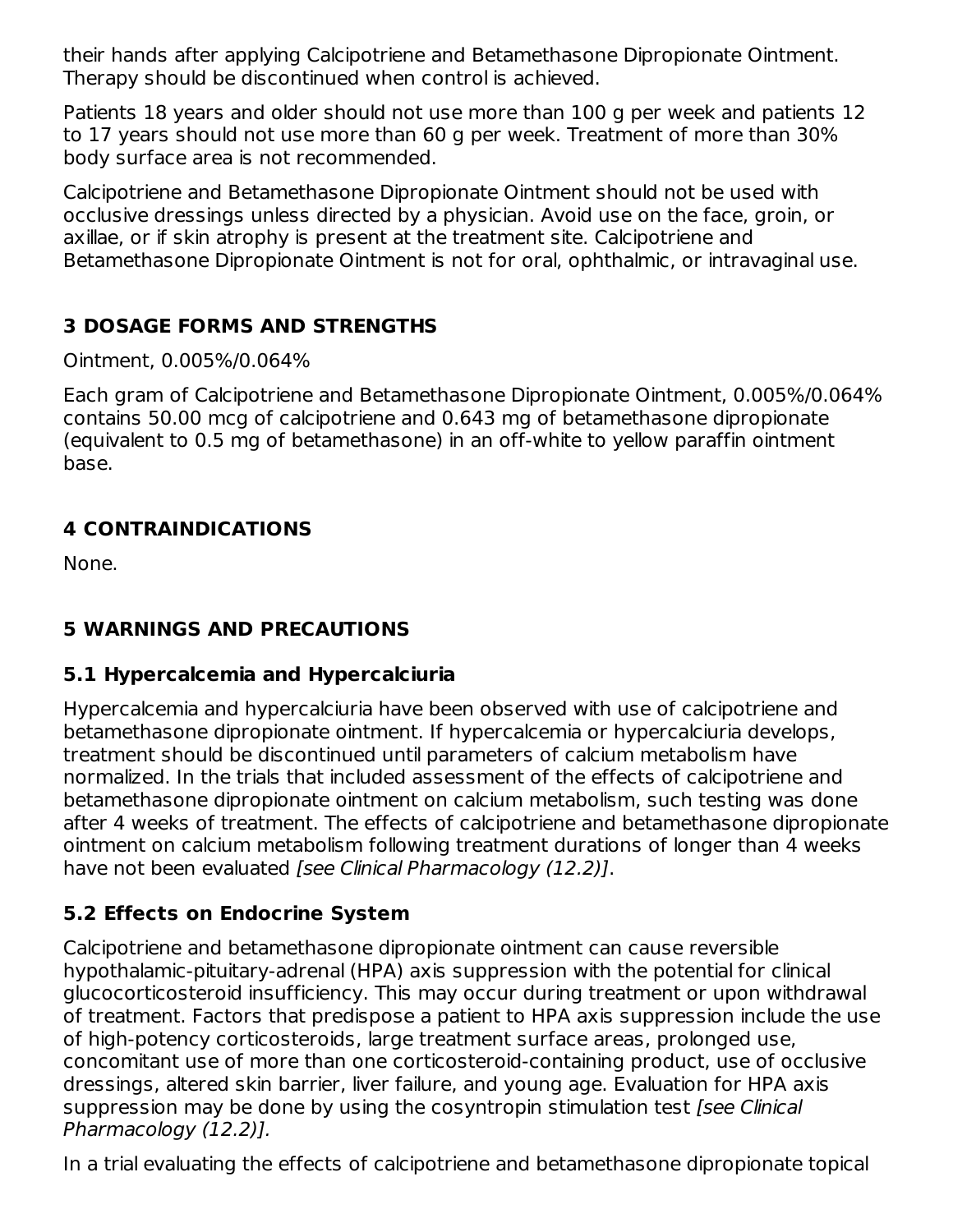their hands after applying Calcipotriene and Betamethasone Dipropionate Ointment. Therapy should be discontinued when control is achieved.

Patients 18 years and older should not use more than 100 g per week and patients 12 to 17 years should not use more than 60 g per week. Treatment of more than 30% body surface area is not recommended.

Calcipotriene and Betamethasone Dipropionate Ointment should not be used with occlusive dressings unless directed by a physician. Avoid use on the face, groin, or axillae, or if skin atrophy is present at the treatment site. Calcipotriene and Betamethasone Dipropionate Ointment is not for oral, ophthalmic, or intravaginal use.

## 3 DOSAGE FORMS AND STRENGTHS

Ointment, 0.005%/0.064%

Each gram of Calcipotriene and Betamethasone Dipropionate Ointment, 0.005%/0.064% contains 50.00 mcg of calcipotriene and 0.643 mg of betamethasone dipropionate (equivalent to 0.5 mg of betamethasone) in an off-white to yellow paraffin ointment base.

## 4 CONTRAINDICATIONS

None.

## 5 WARNINGS AND PRECAUTIONS

### 5.1 Hypercalcemia and Hypercalciuria

Hypercalcemia and hypercalciuria have been observed with use of calcipotriene and betamethasone dipropionate ointment. If hypercalcemia or hypercalciuria develops, treatment should be discontinued until parameters of calcium metabolism have normalized. In the trials that included assessment of the effects of calcipotriene and betamethasone dipropionate ointment on calcium metabolism, such testing was done after 4 weeks of treatment. The effects of calcipotriene and betamethasone dipropionate ointment on calcium metabolism following treatment durations of longer than 4 weeks have not been evaluated *[see Clinical Pharmacology (12.2)]*.

### 5.2 Effects on Endocrine System

Calcipotriene and betamethasone dipropionate ointment can cause reversible hypothalamic-pituitary-adrenal (HPA) axis suppression with the potential for clinical glucocorticosteroid insufficiency. This may occur during treatment or upon withdrawal of treatment. Factors that predispose a patient to HPA axis suppression include the use of high-potency corticosteroids, large treatment surface areas, prolonged use, concomitant use of more than one corticosteroid-containing product, use of occlusive dressings, altered skin barrier, liver failure, and young age. Evaluation for HPA axis suppression may be done by using the cosyntropin stimulation test *[see Clinical Pharmacology (12.2)].*

In a trial evaluating the effects of calcipotriene and betamethasone dipropionate topical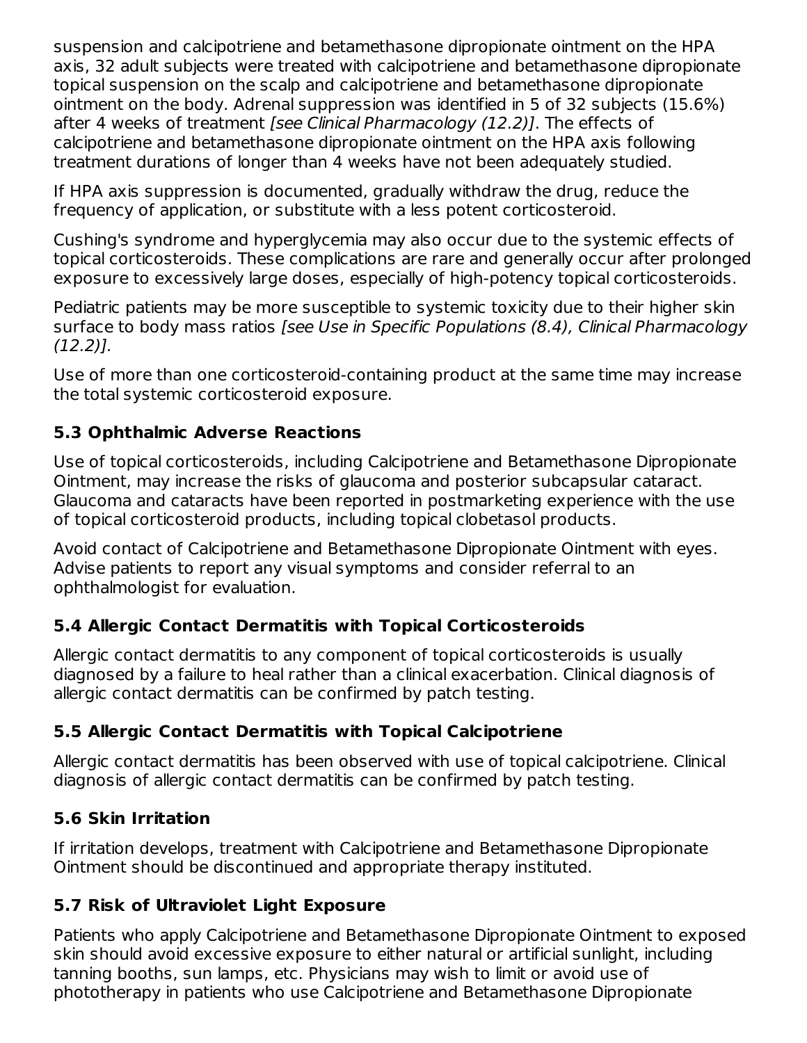suspension and calcipotriene and betamethasone dipropionate ointment on the HPA axis, 32 adult subjects were treated with calcipotriene and betamethasone dipropionate topical suspension on the scalp and calcipotriene and betamethasone dipropionate ointment on the body. Adrenal suppression was identified in 5 of 32 subjects (15.6%) after 4 weeks of treatment *[see Clinical Pharmacology (12.2)]*. The effects of calcipotriene and betamethasone dipropionate ointment on the HPA axis following treatment durations of longer than 4 weeks have not been adequately studied.

If HPA axis suppression is documented, gradually withdraw the drug, reduce the frequency of application, or substitute with a less potent corticosteroid.

Cushing's syndrome and hyperglycemia may also occur due to the systemic effects of topical corticosteroids. These complications are rare and generally occur after prolonged exposure to excessively large doses, especially of high-potency topical corticosteroids.

Pediatric patients may be more susceptible to systemic toxicity due to their higher skin surface to body mass ratios *[see Use in Specific Populations (8.4), Clinical Pharmacology (12.2)].*

Use of more than one corticosteroid-containing product at the same time may increase the total systemic corticosteroid exposure.

### 5.3 Ophthalmic Adverse Reactions

Use of topical corticosteroids, including Calcipotriene and Betamethasone Dipropionate Ointment, may increase the risks of glaucoma and posterior subcapsular cataract. Glaucoma and cataracts have been reported in postmarketing experience with the use of topical corticosteroid products, including topical clobetasol products.

Avoid contact of Calcipotriene and Betamethasone Dipropionate Ointment with eyes. Advise patients to report any visual symptoms and consider referral to an ophthalmologist for evaluation.

### 5.4 Allergic Contact Dermatitis with Topical Corticosteroids

Allergic contact dermatitis to any component of topical corticosteroids is usually diagnosed by a failure to heal rather than a clinical exacerbation. Clinical diagnosis of allergic contact dermatitis can be confirmed by patch testing.

### 5.5 Allergic Contact Dermatitis with Topical Calcipotriene

Allergic contact dermatitis has been observed with use of topical calcipotriene. Clinical diagnosis of allergic contact dermatitis can be confirmed by patch testing.

### 5.6 Skin Irritation

If irritation develops, treatment with Calcipotriene and Betamethasone Dipropionate Ointment should be discontinued and appropriate therapy instituted.

### 5.7 Risk of Ultraviolet Light Exposure

Patients who apply Calcipotriene and Betamethasone Dipropionate Ointment to exposed skin should avoid excessive exposure to either natural or artificial sunlight, including tanning booths, sun lamps, etc. Physicians may wish to limit or avoid use of phototherapy in patients who use Calcipotriene and Betamethasone Dipropionate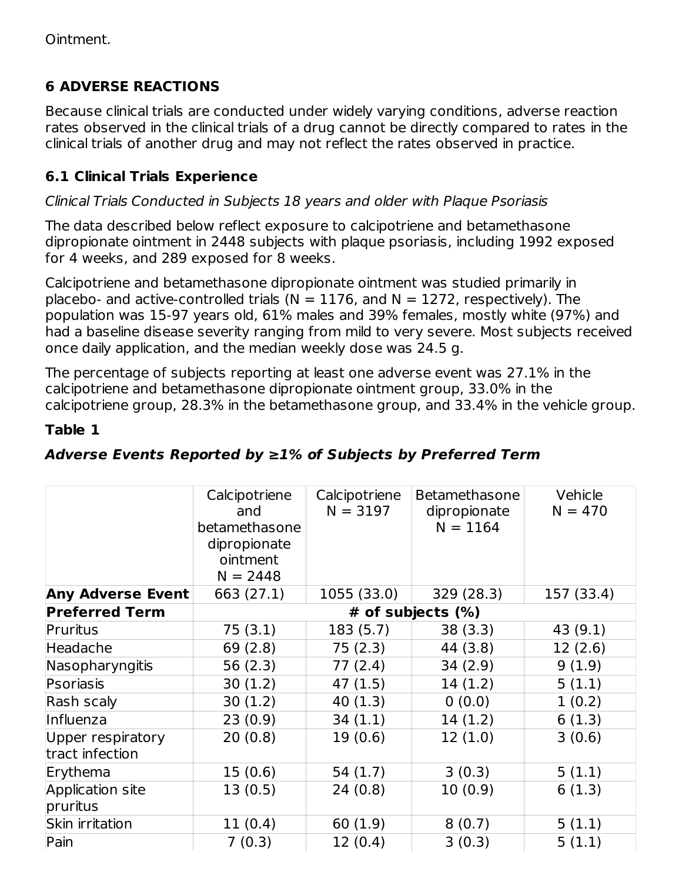Ointment.

## 6 ADVERSE REACTIONS

Because clinical trials are conducted under widely varying conditions, adverse reaction rates observed in the clinical trials of a drug cannot be directly compared to rates in the clinical trials of another drug and may not reflect the rates observed in practice.

### 6.1 Clinical Trials Experience

*Clinical Trials Conducted in Subjects 18 years and older with Plaque Psoriasis*

The data described below reflect exposure to calcipotriene and betamethasone dipropionate ointment in 2448 subjects with plaque psoriasis, including 1992 exposed for 4 weeks, and 289 exposed for 8 weeks.

Calcipotriene and betamethasone dipropionate ointment was studied primarily in placebo- and active-controlled trials (N = 1176, and N = 1272, respectively). The population was 15-97 years old, 61% males and 39% females, mostly white (97%) and had a baseline disease severity ranging from mild to very severe. Most subjects received once daily application, and the median weekly dose was 24.5 g.

The percentage of subjects reporting at least one adverse event was 27.1% in the calcipotriene and betamethasone dipropionate ointment group, 33.0% in the calcipotriene group, 28.3% in the betamethasone group, and 33.4% in the vehicle group.

**Table 1**

***Adverse Events Reported by ≥1% of Subjects by Preferred Term***

| | Calcipotriene and betamethasone dipropionate ointment N = 2448 | Calcipotriene N = 3197 | Betamethasone dipropionate N = 1164 | Vehicle N = 470 |
|---|---|---|---|---|
| **Any Adverse Event** | 663 (27.1) | 1055 (33.0) | 329 (28.3) | 157 (33.4) |
| **Preferred Term** | **# of subjects (%)** | | | |
| Pruritus | 75 (3.1) | 183 (5.7) | 38 (3.3) | 43 (9.1) |
| Headache | 69 (2.8) | 75 (2.3) | 44 (3.8) | 12 (2.6) |
| Nasopharyngitis | 56 (2.3) | 77 (2.4) | 34 (2.9) | 9 (1.9) |
| Psoriasis | 30 (1.2) | 47 (1.5) | 14 (1.2) | 5 (1.1) |
| Rash scaly | 30 (1.2) | 40 (1.3) | 0 (0.0) | 1 (0.2) |
| Influenza | 23 (0.9) | 34 (1.1) | 14 (1.2) | 6 (1.3) |
| Upper respiratory tract infection | 20 (0.8) | 19 (0.6) | 12 (1.0) | 3 (0.6) |
| Erythema | 15 (0.6) | 54 (1.7) | 3 (0.3) | 5 (1.1) |
| Application site pruritus | 13 (0.5) | 24 (0.8) | 10 (0.9) | 6 (1.3) |
| Skin irritation | 11 (0.4) | 60 (1.9) | 8 (0.7) | 5 (1.1) |
| Pain | 7 (0.3) | 12 (0.4) | 3 (0.3) | 5 (1.1) |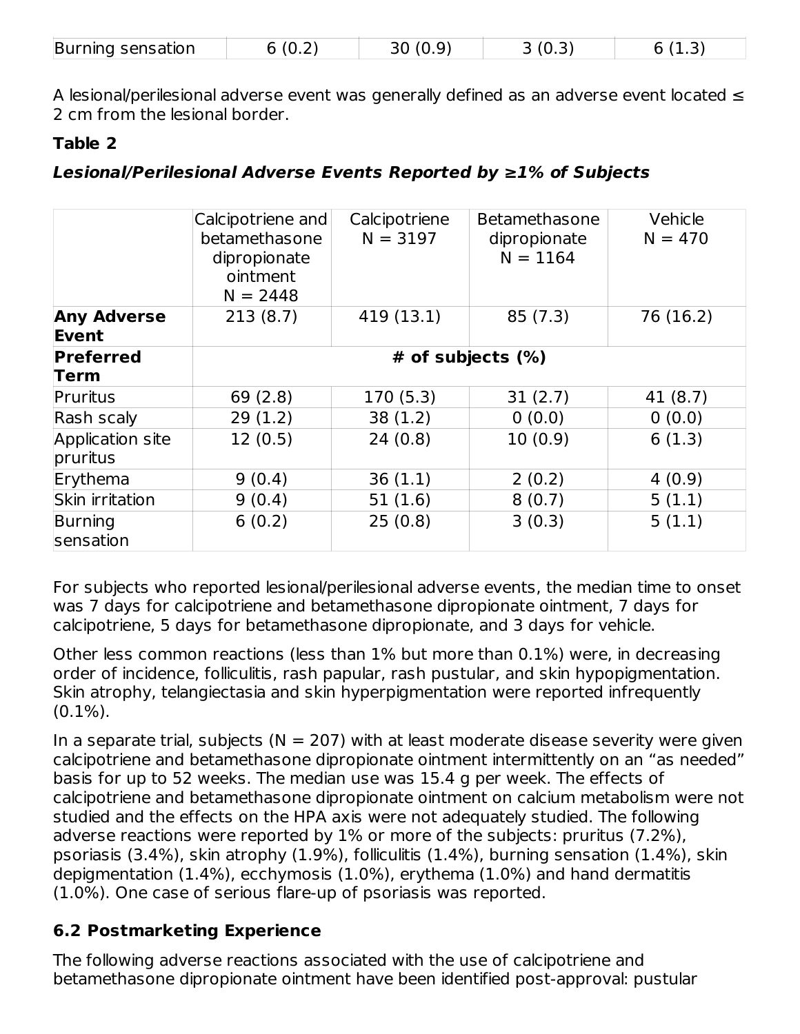| Burning sensation | 6 (0.2) | 30 (0.9) | 3 (0.3) | 6 (1.3) |
|---|---|---|---|---|

A lesional/perilesional adverse event was generally defined as an adverse event located ≤ 2 cm from the lesional border.

**Table 2**

***Lesional/Perilesional Adverse Events Reported by ≥1% of Subjects***

| | Calcipotriene and betamethasone dipropionate ointment N = 2448 | Calcipotriene N = 3197 | Betamethasone dipropionate N = 1164 | Vehicle N = 470 |
|---|---|---|---|---|
| **Any Adverse Event** | 213 (8.7) | 419 (13.1) | 85 (7.3) | 76 (16.2) |
| **Preferred Term** | **# of subjects (%)** | | | |
| Pruritus | 69 (2.8) | 170 (5.3) | 31 (2.7) | 41 (8.7) |
| Rash scaly | 29 (1.2) | 38 (1.2) | 0 (0.0) | 0 (0.0) |
| Application site pruritus | 12 (0.5) | 24 (0.8) | 10 (0.9) | 6 (1.3) |
| Erythema | 9 (0.4) | 36 (1.1) | 2 (0.2) | 4 (0.9) |
| Skin irritation | 9 (0.4) | 51 (1.6) | 8 (0.7) | 5 (1.1) |
| Burning sensation | 6 (0.2) | 25 (0.8) | 3 (0.3) | 5 (1.1) |

For subjects who reported lesional/perilesional adverse events, the median time to onset was 7 days for calcipotriene and betamethasone dipropionate ointment, 7 days for calcipotriene, 5 days for betamethasone dipropionate, and 3 days for vehicle.

Other less common reactions (less than 1% but more than 0.1%) were, in decreasing order of incidence, folliculitis, rash papular, rash pustular, and skin hypopigmentation. Skin atrophy, telangiectasia and skin hyperpigmentation were reported infrequently (0.1%).

In a separate trial, subjects (N = 207) with at least moderate disease severity were given calcipotriene and betamethasone dipropionate ointment intermittently on an "as needed" basis for up to 52 weeks. The median use was 15.4 g per week. The effects of calcipotriene and betamethasone dipropionate ointment on calcium metabolism were not studied and the effects on the HPA axis were not adequately studied. The following adverse reactions were reported by 1% or more of the subjects: pruritus (7.2%), psoriasis (3.4%), skin atrophy (1.9%), folliculitis (1.4%), burning sensation (1.4%), skin depigmentation (1.4%), ecchymosis (1.0%), erythema (1.0%) and hand dermatitis (1.0%). One case of serious flare-up of psoriasis was reported.

## 6.2 Postmarketing Experience

The following adverse reactions associated with the use of calcipotriene and betamethasone dipropionate ointment have been identified post-approval: pustular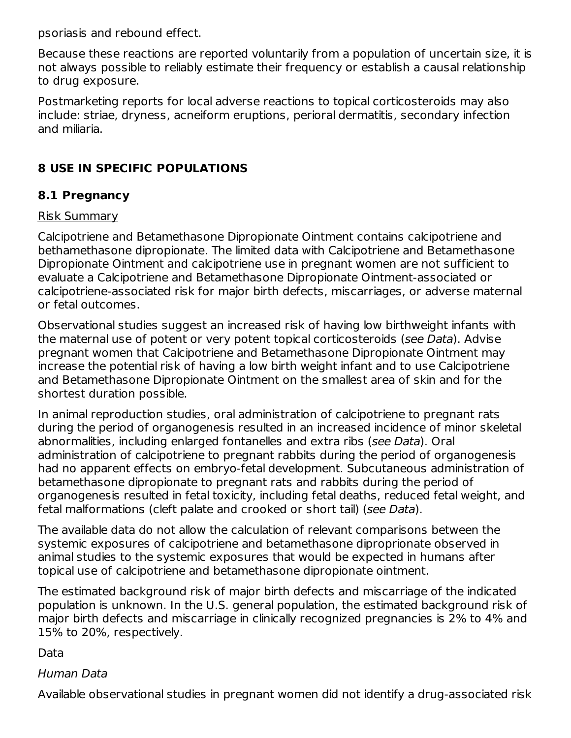psoriasis and rebound effect.

Because these reactions are reported voluntarily from a population of uncertain size, it is not always possible to reliably estimate their frequency or establish a causal relationship to drug exposure.

Postmarketing reports for local adverse reactions to topical corticosteroids may also include: striae, dryness, acneiform eruptions, perioral dermatitis, secondary infection and miliaria.

## 8 USE IN SPECIFIC POPULATIONS

### 8.1 Pregnancy

Risk Summary

Calcipotriene and Betamethasone Dipropionate Ointment contains calcipotriene and bethamethasone dipropionate. The limited data with Calcipotriene and Betamethasone Dipropionate Ointment and calcipotriene use in pregnant women are not sufficient to evaluate a Calcipotriene and Betamethasone Dipropionate Ointment-associated or calcipotriene-associated risk for major birth defects, miscarriages, or adverse maternal or fetal outcomes.

Observational studies suggest an increased risk of having low birthweight infants with the maternal use of potent or very potent topical corticosteroids (*see Data*). Advise pregnant women that Calcipotriene and Betamethasone Dipropionate Ointment may increase the potential risk of having a low birth weight infant and to use Calcipotriene and Betamethasone Dipropionate Ointment on the smallest area of skin and for the shortest duration possible.

In animal reproduction studies, oral administration of calcipotriene to pregnant rats during the period of organogenesis resulted in an increased incidence of minor skeletal abnormalities, including enlarged fontanelles and extra ribs (*see Data*). Oral administration of calcipotriene to pregnant rabbits during the period of organogenesis had no apparent effects on embryo-fetal development. Subcutaneous administration of betamethasone dipropionate to pregnant rats and rabbits during the period of organogenesis resulted in fetal toxicity, including fetal deaths, reduced fetal weight, and fetal malformations (cleft palate and crooked or short tail) (*see Data*).

The available data do not allow the calculation of relevant comparisons between the systemic exposures of calcipotriene and betamethasone diproprionate observed in animal studies to the systemic exposures that would be expected in humans after topical use of calcipotriene and betamethasone dipropionate ointment.

The estimated background risk of major birth defects and miscarriage of the indicated population is unknown. In the U.S. general population, the estimated background risk of major birth defects and miscarriage in clinically recognized pregnancies is 2% to 4% and 15% to 20%, respectively.

Data

*Human Data*

Available observational studies in pregnant women did not identify a drug-associated risk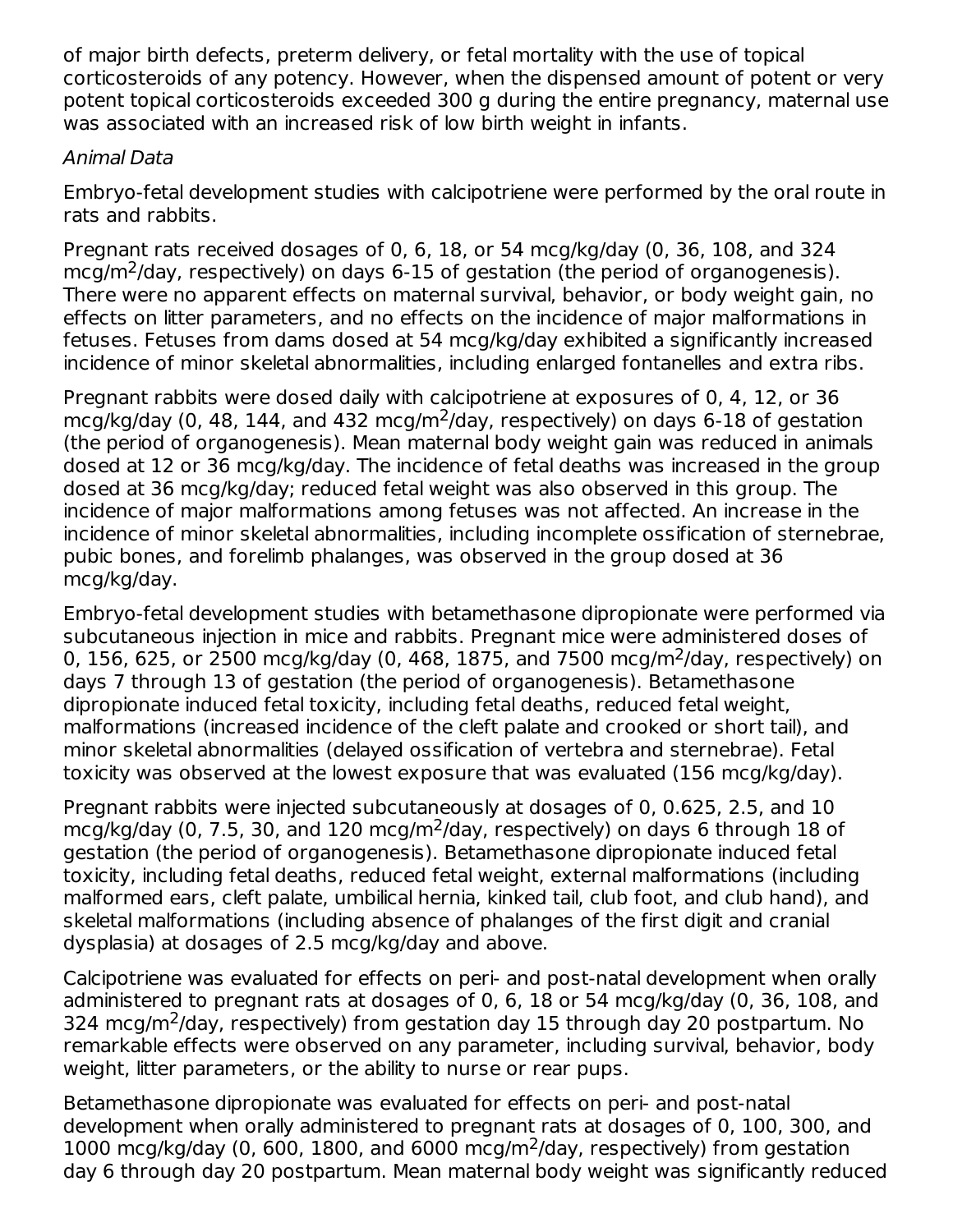of major birth defects, preterm delivery, or fetal mortality with the use of topical corticosteroids of any potency. However, when the dispensed amount of potent or very potent topical corticosteroids exceeded 300 g during the entire pregnancy, maternal use was associated with an increased risk of low birth weight in infants.

*Animal Data*

Embryo-fetal development studies with calcipotriene were performed by the oral route in rats and rabbits.

Pregnant rats received dosages of 0, 6, 18, or 54 mcg/kg/day (0, 36, 108, and 324 mcg/m$^2$/day, respectively) on days 6-15 of gestation (the period of organogenesis). There were no apparent effects on maternal survival, behavior, or body weight gain, no effects on litter parameters, and no effects on the incidence of major malformations in fetuses. Fetuses from dams dosed at 54 mcg/kg/day exhibited a significantly increased incidence of minor skeletal abnormalities, including enlarged fontanelles and extra ribs.

Pregnant rabbits were dosed daily with calcipotriene at exposures of 0, 4, 12, or 36 mcg/kg/day (0, 48, 144, and 432 mcg/m$^2$/day, respectively) on days 6-18 of gestation (the period of organogenesis). Mean maternal body weight gain was reduced in animals dosed at 12 or 36 mcg/kg/day. The incidence of fetal deaths was increased in the group dosed at 36 mcg/kg/day; reduced fetal weight was also observed in this group. The incidence of major malformations among fetuses was not affected. An increase in the incidence of minor skeletal abnormalities, including incomplete ossification of sternebrae, pubic bones, and forelimb phalanges, was observed in the group dosed at 36 mcg/kg/day.

Embryo-fetal development studies with betamethasone dipropionate were performed via subcutaneous injection in mice and rabbits. Pregnant mice were administered doses of 0, 156, 625, or 2500 mcg/kg/day (0, 468, 1875, and 7500 mcg/m$^2$/day, respectively) on days 7 through 13 of gestation (the period of organogenesis). Betamethasone dipropionate induced fetal toxicity, including fetal deaths, reduced fetal weight, malformations (increased incidence of the cleft palate and crooked or short tail), and minor skeletal abnormalities (delayed ossification of vertebra and sternebrae). Fetal toxicity was observed at the lowest exposure that was evaluated (156 mcg/kg/day).

Pregnant rabbits were injected subcutaneously at dosages of 0, 0.625, 2.5, and 10 mcg/kg/day (0, 7.5, 30, and 120 mcg/m$^2$/day, respectively) on days 6 through 18 of gestation (the period of organogenesis). Betamethasone dipropionate induced fetal toxicity, including fetal deaths, reduced fetal weight, external malformations (including malformed ears, cleft palate, umbilical hernia, kinked tail, club foot, and club hand), and skeletal malformations (including absence of phalanges of the first digit and cranial dysplasia) at dosages of 2.5 mcg/kg/day and above.

Calcipotriene was evaluated for effects on peri- and post-natal development when orally administered to pregnant rats at dosages of 0, 6, 18 or 54 mcg/kg/day (0, 36, 108, and 324 mcg/m$^2$/day, respectively) from gestation day 15 through day 20 postpartum. No remarkable effects were observed on any parameter, including survival, behavior, body weight, litter parameters, or the ability to nurse or rear pups.

Betamethasone dipropionate was evaluated for effects on peri- and post-natal development when orally administered to pregnant rats at dosages of 0, 100, 300, and 1000 mcg/kg/day (0, 600, 1800, and 6000 mcg/m$^2$/day, respectively) from gestation day 6 through day 20 postpartum. Mean maternal body weight was significantly reduced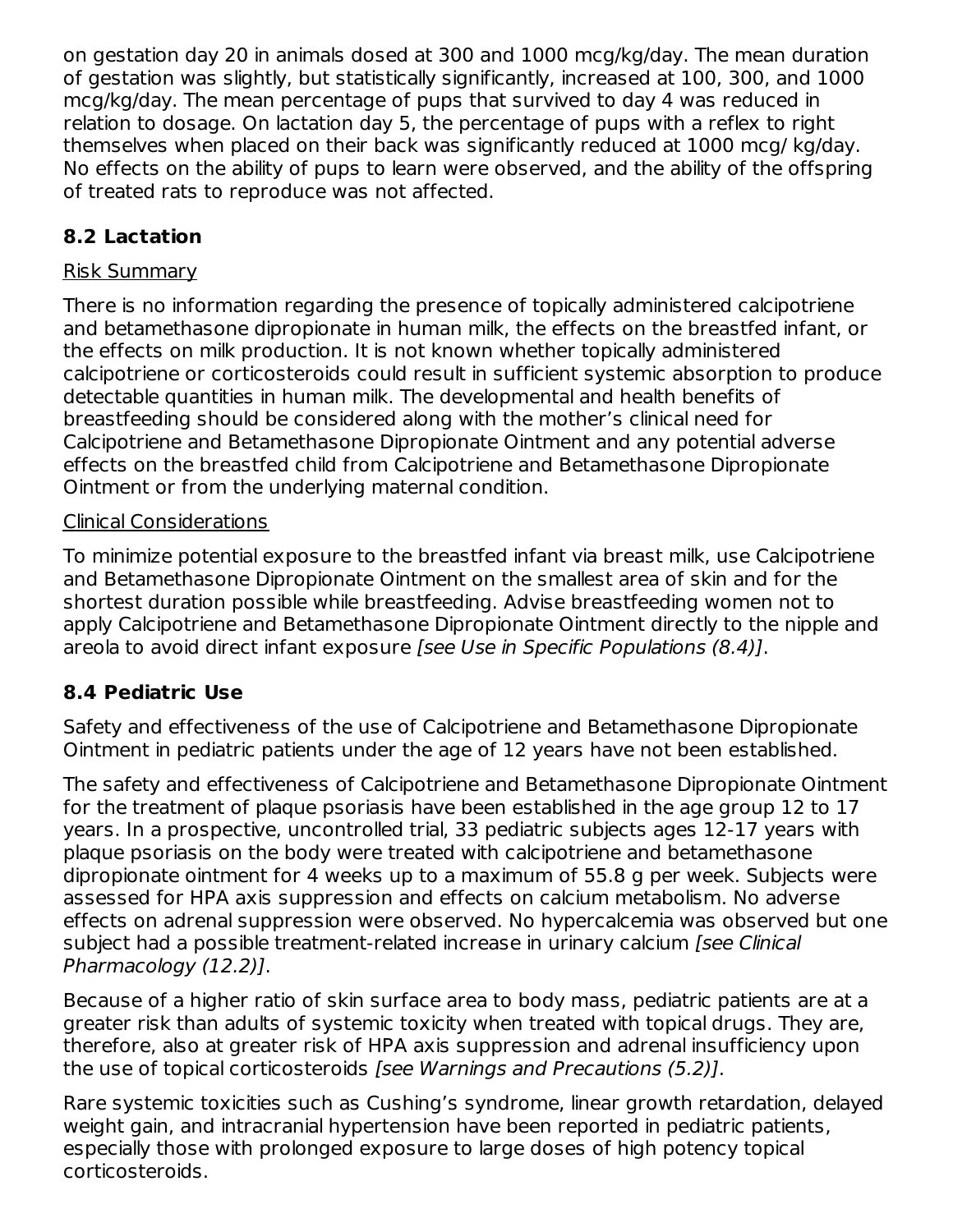on gestation day 20 in animals dosed at 300 and 1000 mcg/kg/day. The mean duration of gestation was slightly, but statistically significantly, increased at 100, 300, and 1000 mcg/kg/day. The mean percentage of pups that survived to day 4 was reduced in relation to dosage. On lactation day 5, the percentage of pups with a reflex to right themselves when placed on their back was significantly reduced at 1000 mcg/ kg/day. No effects on the ability of pups to learn were observed, and the ability of the offspring of treated rats to reproduce was not affected.

## 8.2 Lactation

Risk Summary

There is no information regarding the presence of topically administered calcipotriene and betamethasone dipropionate in human milk, the effects on the breastfed infant, or the effects on milk production. It is not known whether topically administered calcipotriene or corticosteroids could result in sufficient systemic absorption to produce detectable quantities in human milk. The developmental and health benefits of breastfeeding should be considered along with the mother's clinical need for Calcipotriene and Betamethasone Dipropionate Ointment and any potential adverse effects on the breastfed child from Calcipotriene and Betamethasone Dipropionate Ointment or from the underlying maternal condition.

Clinical Considerations

To minimize potential exposure to the breastfed infant via breast milk, use Calcipotriene and Betamethasone Dipropionate Ointment on the smallest area of skin and for the shortest duration possible while breastfeeding. Advise breastfeeding women not to apply Calcipotriene and Betamethasone Dipropionate Ointment directly to the nipple and areola to avoid direct infant exposure *[see Use in Specific Populations (8.4)]*.

## 8.4 Pediatric Use

Safety and effectiveness of the use of Calcipotriene and Betamethasone Dipropionate Ointment in pediatric patients under the age of 12 years have not been established.

The safety and effectiveness of Calcipotriene and Betamethasone Dipropionate Ointment for the treatment of plaque psoriasis have been established in the age group 12 to 17 years. In a prospective, uncontrolled trial, 33 pediatric subjects ages 12-17 years with plaque psoriasis on the body were treated with calcipotriene and betamethasone dipropionate ointment for 4 weeks up to a maximum of 55.8 g per week. Subjects were assessed for HPA axis suppression and effects on calcium metabolism. No adverse effects on adrenal suppression were observed. No hypercalcemia was observed but one subject had a possible treatment-related increase in urinary calcium *[see Clinical Pharmacology (12.2)]*.

Because of a higher ratio of skin surface area to body mass, pediatric patients are at a greater risk than adults of systemic toxicity when treated with topical drugs. They are, therefore, also at greater risk of HPA axis suppression and adrenal insufficiency upon the use of topical corticosteroids *[see Warnings and Precautions (5.2)]*.

Rare systemic toxicities such as Cushing's syndrome, linear growth retardation, delayed weight gain, and intracranial hypertension have been reported in pediatric patients, especially those with prolonged exposure to large doses of high potency topical corticosteroids.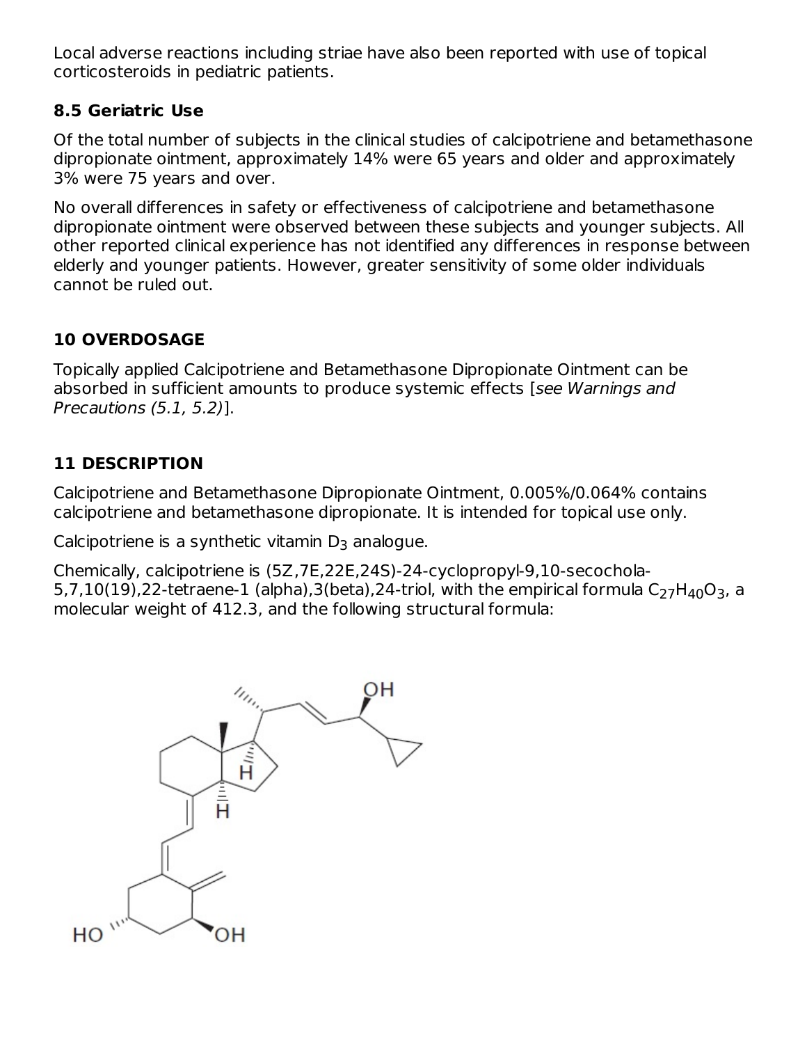Local adverse reactions including striae have also been reported with use of topical corticosteroids in pediatric patients.

### 8.5 Geriatric Use

Of the total number of subjects in the clinical studies of calcipotriene and betamethasone dipropionate ointment, approximately 14% were 65 years and older and approximately 3% were 75 years and over.

No overall differences in safety or effectiveness of calcipotriene and betamethasone dipropionate ointment were observed between these subjects and younger subjects. All other reported clinical experience has not identified any differences in response between elderly and younger patients. However, greater sensitivity of some older individuals cannot be ruled out.

## 10 OVERDOSAGE

Topically applied Calcipotriene and Betamethasone Dipropionate Ointment can be absorbed in sufficient amounts to produce systemic effects [*see Warnings and Precautions (5.1, 5.2)*].

## 11 DESCRIPTION

Calcipotriene and Betamethasone Dipropionate Ointment, 0.005%/0.064% contains calcipotriene and betamethasone dipropionate. It is intended for topical use only.

Calcipotriene is a synthetic vitamin $D_3$ analogue.

Chemically, calcipotriene is (5Z,7E,22E,24S)-24-cyclopropyl-9,10-secochola-5,7,10(19),22-tetraene-1 (alpha),3(beta),24-triol, with the empirical formula $C_{27}H_{40}O_3$, a molecular weight of 412.3, and the following structural formula: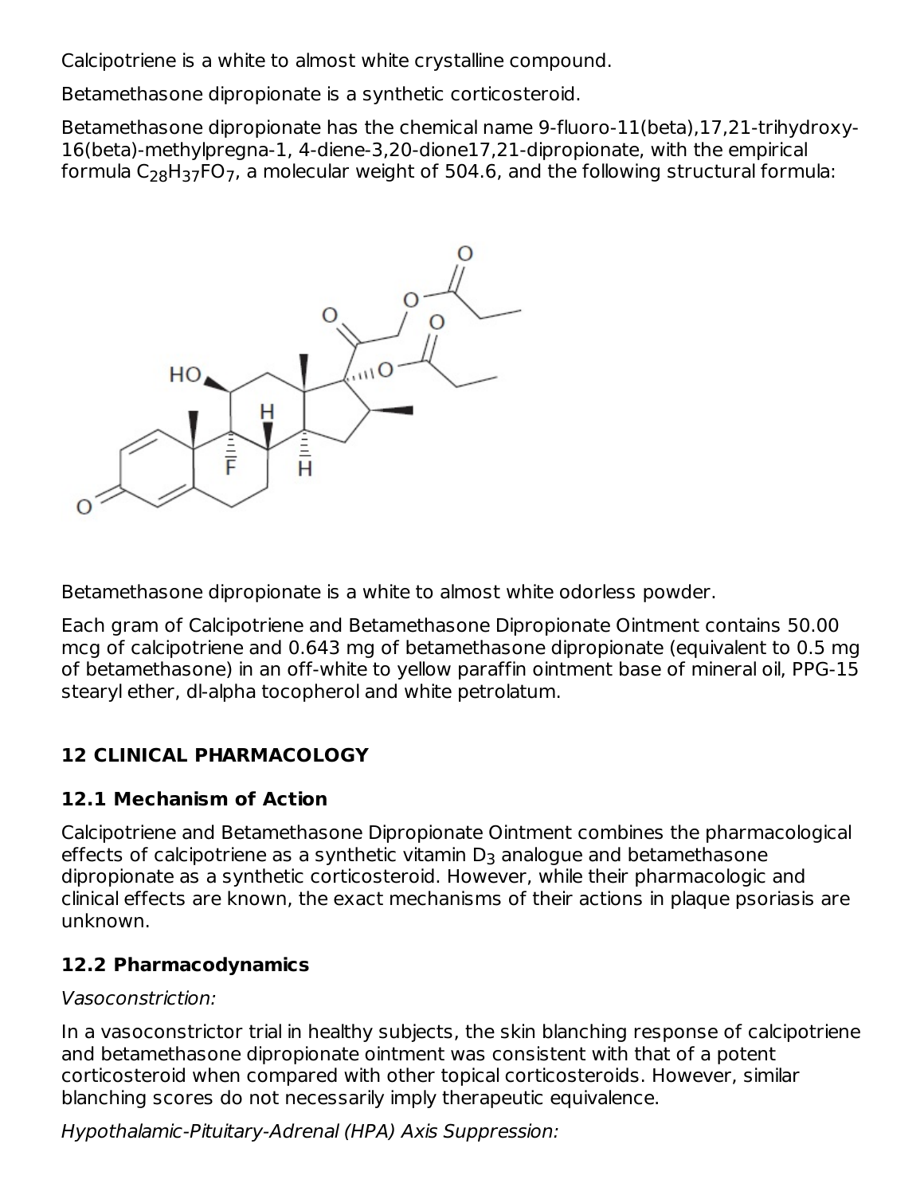Calcipotriene is a white to almost white crystalline compound.

Betamethasone dipropionate is a synthetic corticosteroid.

Betamethasone dipropionate has the chemical name 9-fluoro-11(beta),17,21-trihydroxy-16(beta)-methylpregna-1, 4-diene-3,20-dione17,21-dipropionate, with the empirical formula $C_{28}H_{37}FO_7$, a molecular weight of 504.6, and the following structural formula:

Betamethasone dipropionate is a white to almost white odorless powder.

Each gram of Calcipotriene and Betamethasone Dipropionate Ointment contains 50.00 mcg of calcipotriene and 0.643 mg of betamethasone dipropionate (equivalent to 0.5 mg of betamethasone) in an off-white to yellow paraffin ointment base of mineral oil, PPG-15 stearyl ether, dl-alpha tocopherol and white petrolatum.

## 12 CLINICAL PHARMACOLOGY

### 12.1 Mechanism of Action

Calcipotriene and Betamethasone Dipropionate Ointment combines the pharmacological effects of calcipotriene as a synthetic vitamin $D_3$ analogue and betamethasone dipropionate as a synthetic corticosteroid. However, while their pharmacologic and clinical effects are known, the exact mechanisms of their actions in plaque psoriasis are unknown.

### 12.2 Pharmacodynamics

*Vasoconstriction:*

In a vasoconstrictor trial in healthy subjects, the skin blanching response of calcipotriene and betamethasone dipropionate ointment was consistent with that of a potent corticosteroid when compared with other topical corticosteroids. However, similar blanching scores do not necessarily imply therapeutic equivalence.

*Hypothalamic-Pituitary-Adrenal (HPA) Axis Suppression:*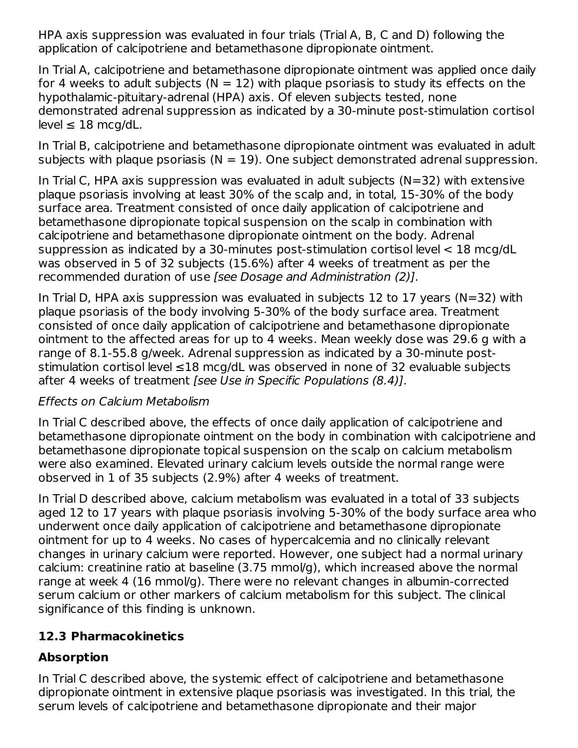HPA axis suppression was evaluated in four trials (Trial A, B, C and D) following the application of calcipotriene and betamethasone dipropionate ointment.

In Trial A, calcipotriene and betamethasone dipropionate ointment was applied once daily for 4 weeks to adult subjects (N = 12) with plaque psoriasis to study its effects on the hypothalamic-pituitary-adrenal (HPA) axis. Of eleven subjects tested, none demonstrated adrenal suppression as indicated by a 30-minute post-stimulation cortisol level ≤ 18 mcg/dL.

In Trial B, calcipotriene and betamethasone dipropionate ointment was evaluated in adult subjects with plaque psoriasis (N = 19). One subject demonstrated adrenal suppression.

In Trial C, HPA axis suppression was evaluated in adult subjects (N=32) with extensive plaque psoriasis involving at least 30% of the scalp and, in total, 15-30% of the body surface area. Treatment consisted of once daily application of calcipotriene and betamethasone dipropionate topical suspension on the scalp in combination with calcipotriene and betamethasone dipropionate ointment on the body. Adrenal suppression as indicated by a 30-minutes post-stimulation cortisol level < 18 mcg/dL was observed in 5 of 32 subjects (15.6%) after 4 weeks of treatment as per the recommended duration of use *[see Dosage and Administration (2)]*.

In Trial D, HPA axis suppression was evaluated in subjects 12 to 17 years (N=32) with plaque psoriasis of the body involving 5-30% of the body surface area. Treatment consisted of once daily application of calcipotriene and betamethasone dipropionate ointment to the affected areas for up to 4 weeks. Mean weekly dose was 29.6 g with a range of 8.1-55.8 g/week. Adrenal suppression as indicated by a 30-minute post-stimulation cortisol level ≤18 mcg/dL was observed in none of 32 evaluable subjects after 4 weeks of treatment *[see Use in Specific Populations (8.4)]*.

*Effects on Calcium Metabolism*

In Trial C described above, the effects of once daily application of calcipotriene and betamethasone dipropionate ointment on the body in combination with calcipotriene and betamethasone dipropionate topical suspension on the scalp on calcium metabolism were also examined. Elevated urinary calcium levels outside the normal range were observed in 1 of 35 subjects (2.9%) after 4 weeks of treatment.

In Trial D described above, calcium metabolism was evaluated in a total of 33 subjects aged 12 to 17 years with plaque psoriasis involving 5-30% of the body surface area who underwent once daily application of calcipotriene and betamethasone dipropionate ointment for up to 4 weeks. No cases of hypercalcemia and no clinically relevant changes in urinary calcium were reported. However, one subject had a normal urinary calcium: creatinine ratio at baseline (3.75 mmol/g), which increased above the normal range at week 4 (16 mmol/g). There were no relevant changes in albumin-corrected serum calcium or other markers of calcium metabolism for this subject. The clinical significance of this finding is unknown.

## 12.3 Pharmacokinetics

### Absorption

In Trial C described above, the systemic effect of calcipotriene and betamethasone dipropionate ointment in extensive plaque psoriasis was investigated. In this trial, the serum levels of calcipotriene and betamethasone dipropionate and their major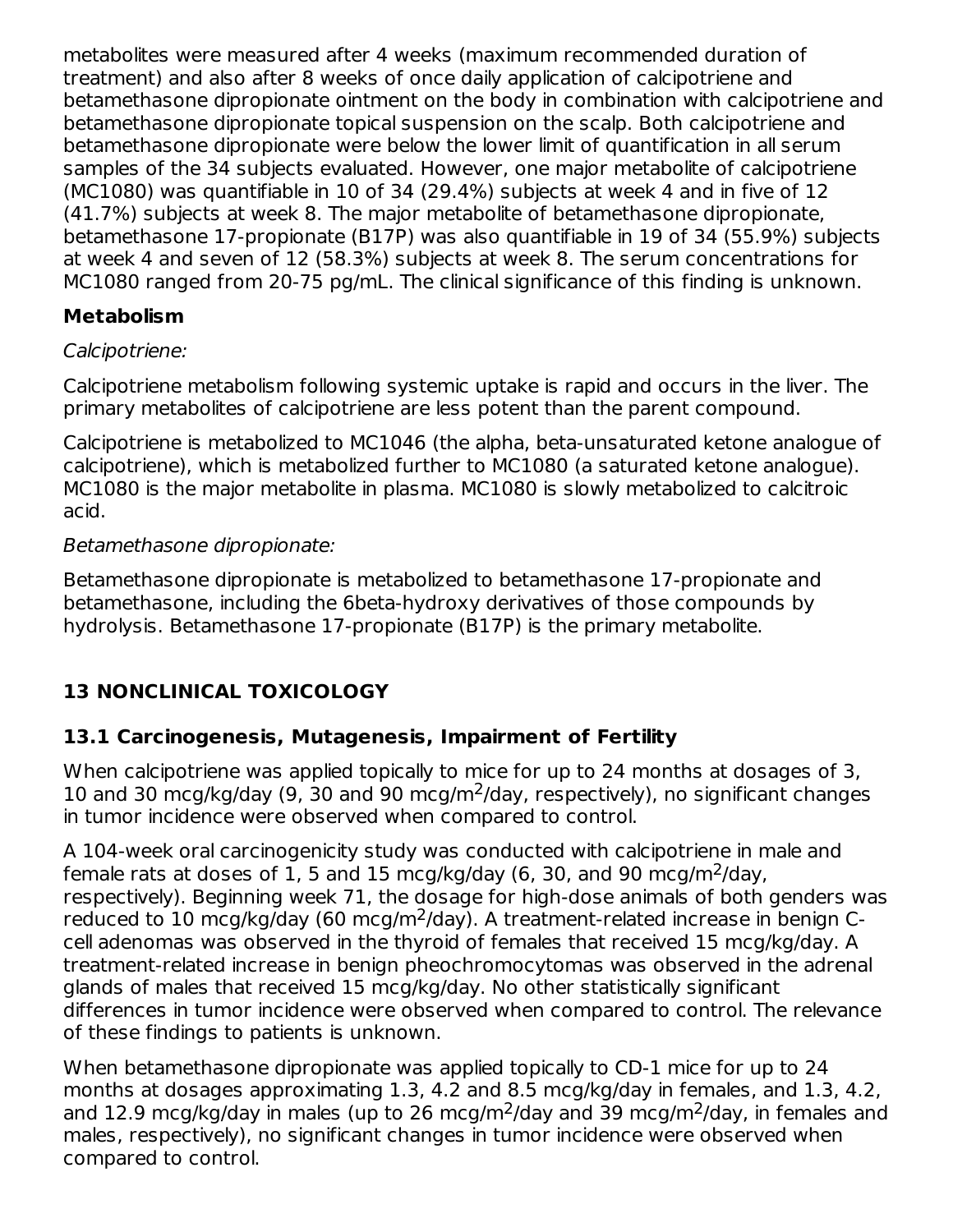metabolites were measured after 4 weeks (maximum recommended duration of treatment) and also after 8 weeks of once daily application of calcipotriene and betamethasone dipropionate ointment on the body in combination with calcipotriene and betamethasone dipropionate topical suspension on the scalp. Both calcipotriene and betamethasone dipropionate were below the lower limit of quantification in all serum samples of the 34 subjects evaluated. However, one major metabolite of calcipotriene (MC1080) was quantifiable in 10 of 34 (29.4%) subjects at week 4 and in five of 12 (41.7%) subjects at week 8. The major metabolite of betamethasone dipropionate, betamethasone 17-propionate (B17P) was also quantifiable in 19 of 34 (55.9%) subjects at week 4 and seven of 12 (58.3%) subjects at week 8. The serum concentrations for MC1080 ranged from 20-75 pg/mL. The clinical significance of this finding is unknown.

### Metabolism

*Calcipotriene:*

Calcipotriene metabolism following systemic uptake is rapid and occurs in the liver. The primary metabolites of calcipotriene are less potent than the parent compound.

Calcipotriene is metabolized to MC1046 (the alpha, beta-unsaturated ketone analogue of calcipotriene), which is metabolized further to MC1080 (a saturated ketone analogue). MC1080 is the major metabolite in plasma. MC1080 is slowly metabolized to calcitroic acid.

*Betamethasone dipropionate:*

Betamethasone dipropionate is metabolized to betamethasone 17-propionate and betamethasone, including the 6beta-hydroxy derivatives of those compounds by hydrolysis. Betamethasone 17-propionate (B17P) is the primary metabolite.

## 13 NONCLINICAL TOXICOLOGY

### 13.1 Carcinogenesis, Mutagenesis, Impairment of Fertility

When calcipotriene was applied topically to mice for up to 24 months at dosages of 3, 10 and 30 mcg/kg/day (9, 30 and 90 mcg/$m^2$/day, respectively), no significant changes in tumor incidence were observed when compared to control.

A 104-week oral carcinogenicity study was conducted with calcipotriene in male and female rats at doses of 1, 5 and 15 mcg/kg/day (6, 30, and 90 mcg/$m^2$/day, respectively). Beginning week 71, the dosage for high-dose animals of both genders was reduced to 10 mcg/kg/day (60 mcg/$m^2$/day). A treatment-related increase in benign C-cell adenomas was observed in the thyroid of females that received 15 mcg/kg/day. A treatment-related increase in benign pheochromocytomas was observed in the adrenal glands of males that received 15 mcg/kg/day. No other statistically significant differences in tumor incidence were observed when compared to control. The relevance of these findings to patients is unknown.

When betamethasone dipropionate was applied topically to CD-1 mice for up to 24 months at dosages approximating 1.3, 4.2 and 8.5 mcg/kg/day in females, and 1.3, 4.2, and 12.9 mcg/kg/day in males (up to 26 mcg/$m^2$/day and 39 mcg/$m^2$/day, in females and males, respectively), no significant changes in tumor incidence were observed when compared to control.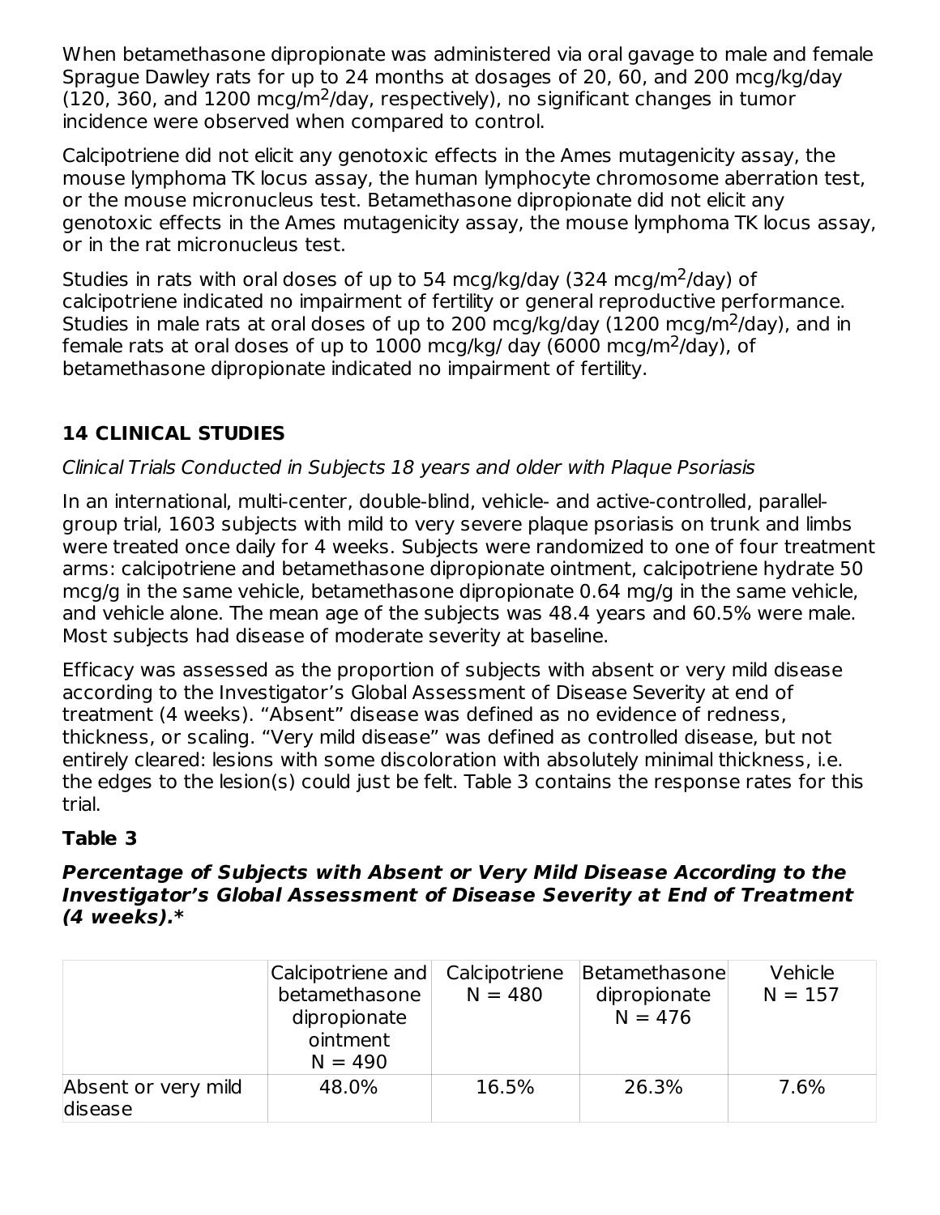When betamethasone dipropionate was administered via oral gavage to male and female Sprague Dawley rats for up to 24 months at dosages of 20, 60, and 200 mcg/kg/day (120, 360, and 1200 mcg/m$^2$/day, respectively), no significant changes in tumor incidence were observed when compared to control.

Calcipotriene did not elicit any genotoxic effects in the Ames mutagenicity assay, the mouse lymphoma TK locus assay, the human lymphocyte chromosome aberration test, or the mouse micronucleus test. Betamethasone dipropionate did not elicit any genotoxic effects in the Ames mutagenicity assay, the mouse lymphoma TK locus assay, or in the rat micronucleus test.

Studies in rats with oral doses of up to 54 mcg/kg/day (324 mcg/m$^2$/day) of calcipotriene indicated no impairment of fertility or general reproductive performance. Studies in male rats at oral doses of up to 200 mcg/kg/day (1200 mcg/m$^2$/day), and in female rats at oral doses of up to 1000 mcg/kg/ day (6000 mcg/m$^2$/day), of betamethasone dipropionate indicated no impairment of fertility.

## 14 CLINICAL STUDIES

*Clinical Trials Conducted in Subjects 18 years and older with Plaque Psoriasis*

In an international, multi-center, double-blind, vehicle- and active-controlled, parallel-group trial, 1603 subjects with mild to very severe plaque psoriasis on trunk and limbs were treated once daily for 4 weeks. Subjects were randomized to one of four treatment arms: calcipotriene and betamethasone dipropionate ointment, calcipotriene hydrate 50 mcg/g in the same vehicle, betamethasone dipropionate 0.64 mg/g in the same vehicle, and vehicle alone. The mean age of the subjects was 48.4 years and 60.5% were male. Most subjects had disease of moderate severity at baseline.

Efficacy was assessed as the proportion of subjects with absent or very mild disease according to the Investigator's Global Assessment of Disease Severity at end of treatment (4 weeks). "Absent" disease was defined as no evidence of redness, thickness, or scaling. "Very mild disease" was defined as controlled disease, but not entirely cleared: lesions with some discoloration with absolutely minimal thickness, i.e. the edges to the lesion(s) could just be felt. Table 3 contains the response rates for this trial.

**Table 3**

***Percentage of Subjects with Absent or Very Mild Disease According to the Investigator's Global Assessment of Disease Severity at End of Treatment (4 weeks).****

| | Calcipotriene and betamethasone dipropionate ointment N = 490 | Calcipotriene N = 480 | Betamethasone dipropionate N = 476 | Vehicle N = 157 |
|---|---|---|---|---|
| Absent or very mild disease | 48.0% | 16.5% | 26.3% | 7.6% |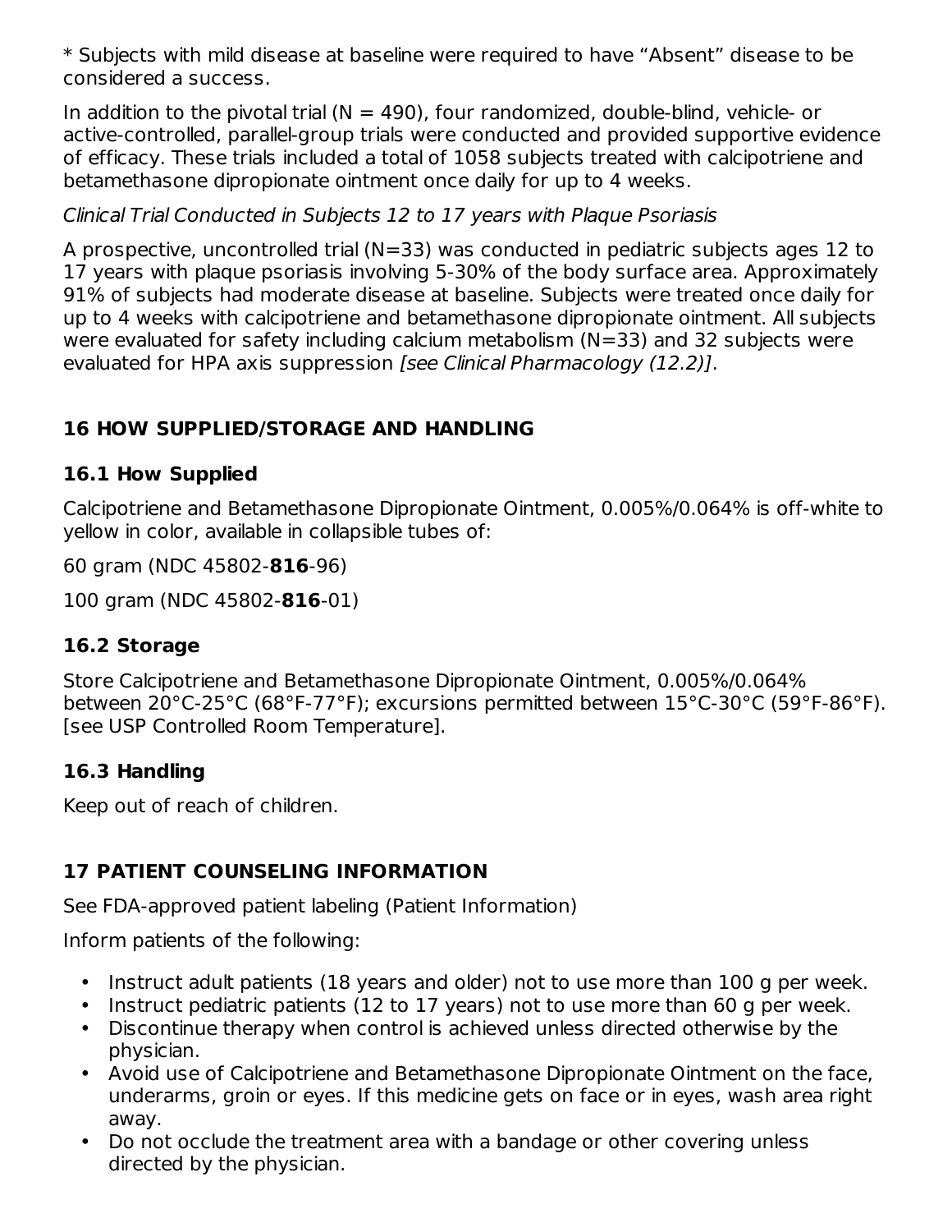* Subjects with mild disease at baseline were required to have “Absent” disease to be considered a success.

In addition to the pivotal trial (N = 490), four randomized, double-blind, vehicle- or active-controlled, parallel-group trials were conducted and provided supportive evidence of efficacy. These trials included a total of 1058 subjects treated with calcipotriene and betamethasone dipropionate ointment once daily for up to 4 weeks.

*Clinical Trial Conducted in Subjects 12 to 17 years with Plaque Psoriasis*

A prospective, uncontrolled trial (N=33) was conducted in pediatric subjects ages 12 to 17 years with plaque psoriasis involving 5-30% of the body surface area. Approximately 91% of subjects had moderate disease at baseline. Subjects were treated once daily for up to 4 weeks with calcipotriene and betamethasone dipropionate ointment. All subjects were evaluated for safety including calcium metabolism (N=33) and 32 subjects were evaluated for HPA axis suppression *[see Clinical Pharmacology (12.2)]*.

## 16 HOW SUPPLIED/STORAGE AND HANDLING

### 16.1 How Supplied

Calcipotriene and Betamethasone Dipropionate Ointment, 0.005%/0.064% is off-white to yellow in color, available in collapsible tubes of:

60 gram (NDC 45802-**816**-96)

100 gram (NDC 45802-**816**-01)

### 16.2 Storage

Store Calcipotriene and Betamethasone Dipropionate Ointment, 0.005%/0.064% between 20°C-25°C (68°F-77°F); excursions permitted between 15°C-30°C (59°F-86°F). [see USP Controlled Room Temperature].

### 16.3 Handling

Keep out of reach of children.

## 17 PATIENT COUNSELING INFORMATION

See FDA-approved patient labeling (Patient Information)

Inform patients of the following:

- Instruct adult patients (18 years and older) not to use more than 100 g per week.
- Instruct pediatric patients (12 to 17 years) not to use more than 60 g per week.
- Discontinue therapy when control is achieved unless directed otherwise by the physician.
- Avoid use of Calcipotriene and Betamethasone Dipropionate Ointment on the face, underarms, groin or eyes. If this medicine gets on face or in eyes, wash area right away.
- Do not occlude the treatment area with a bandage or other covering unless directed by the physician.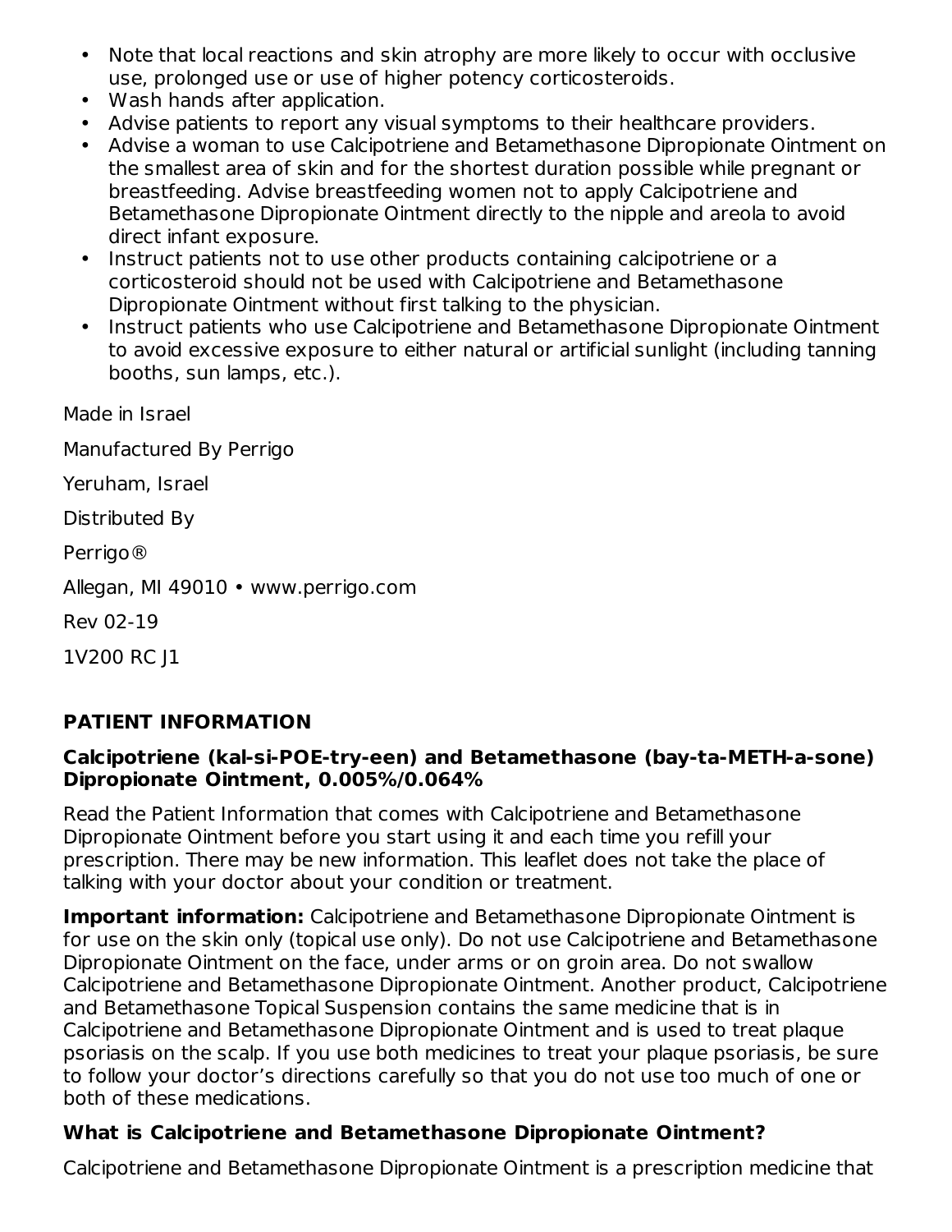- Note that local reactions and skin atrophy are more likely to occur with occlusive use, prolonged use or use of higher potency corticosteroids.
- Wash hands after application.
- Advise patients to report any visual symptoms to their healthcare providers.
- Advise a woman to use Calcipotriene and Betamethasone Dipropionate Ointment on the smallest area of skin and for the shortest duration possible while pregnant or breastfeeding. Advise breastfeeding women not to apply Calcipotriene and Betamethasone Dipropionate Ointment directly to the nipple and areola to avoid direct infant exposure.
- Instruct patients not to use other products containing calcipotriene or a corticosteroid should not be used with Calcipotriene and Betamethasone Dipropionate Ointment without first talking to the physician.
- Instruct patients who use Calcipotriene and Betamethasone Dipropionate Ointment to avoid excessive exposure to either natural or artificial sunlight (including tanning booths, sun lamps, etc.).

Made in Israel

Manufactured By Perrigo

Yeruham, Israel

Distributed By

Perrigo®

Allegan, MI 49010 • www.perrigo.com

Rev 02-19

1V200 RC J1

## PATIENT INFORMATION

**Calcipotriene (kal-si-POE-try-een) and Betamethasone (bay-ta-METH-a-sone) Dipropionate Ointment, 0.005%/0.064%**

Read the Patient Information that comes with Calcipotriene and Betamethasone Dipropionate Ointment before you start using it and each time you refill your prescription. There may be new information. This leaflet does not take the place of talking with your doctor about your condition or treatment.

**Important information:** Calcipotriene and Betamethasone Dipropionate Ointment is for use on the skin only (topical use only). Do not use Calcipotriene and Betamethasone Dipropionate Ointment on the face, under arms or on groin area. Do not swallow Calcipotriene and Betamethasone Dipropionate Ointment. Another product, Calcipotriene and Betamethasone Topical Suspension contains the same medicine that is in Calcipotriene and Betamethasone Dipropionate Ointment and is used to treat plaque psoriasis on the scalp. If you use both medicines to treat your plaque psoriasis, be sure to follow your doctor's directions carefully so that you do not use too much of one or both of these medications.

### What is Calcipotriene and Betamethasone Dipropionate Ointment?

Calcipotriene and Betamethasone Dipropionate Ointment is a prescription medicine that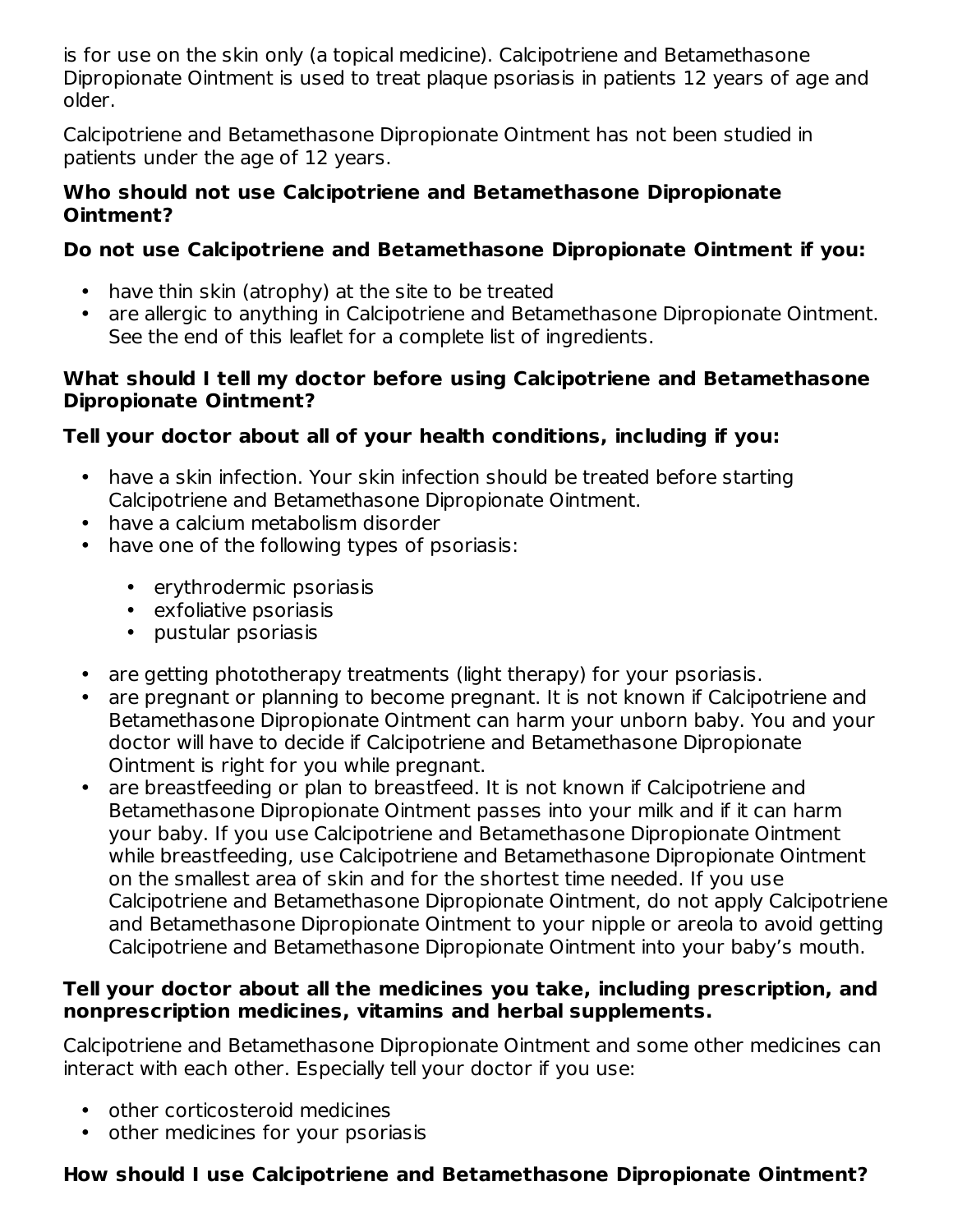is for use on the skin only (a topical medicine). Calcipotriene and Betamethasone Dipropionate Ointment is used to treat plaque psoriasis in patients 12 years of age and older.

Calcipotriene and Betamethasone Dipropionate Ointment has not been studied in patients under the age of 12 years.

**Who should not use Calcipotriene and Betamethasone Dipropionate Ointment?**

**Do not use Calcipotriene and Betamethasone Dipropionate Ointment if you:**

- have thin skin (atrophy) at the site to be treated
- are allergic to anything in Calcipotriene and Betamethasone Dipropionate Ointment. See the end of this leaflet for a complete list of ingredients.

**What should I tell my doctor before using Calcipotriene and Betamethasone Dipropionate Ointment?**

**Tell your doctor about all of your health conditions, including if you:**

- have a skin infection. Your skin infection should be treated before starting Calcipotriene and Betamethasone Dipropionate Ointment.
- have a calcium metabolism disorder
- have one of the following types of psoriasis:
  - erythrodermic psoriasis
  - exfoliative psoriasis
  - pustular psoriasis
- are getting phototherapy treatments (light therapy) for your psoriasis.
- are pregnant or planning to become pregnant. It is not known if Calcipotriene and Betamethasone Dipropionate Ointment can harm your unborn baby. You and your doctor will have to decide if Calcipotriene and Betamethasone Dipropionate Ointment is right for you while pregnant.
- are breastfeeding or plan to breastfeed. It is not known if Calcipotriene and Betamethasone Dipropionate Ointment passes into your milk and if it can harm your baby. If you use Calcipotriene and Betamethasone Dipropionate Ointment while breastfeeding, use Calcipotriene and Betamethasone Dipropionate Ointment on the smallest area of skin and for the shortest time needed. If you use Calcipotriene and Betamethasone Dipropionate Ointment, do not apply Calcipotriene and Betamethasone Dipropionate Ointment to your nipple or areola to avoid getting Calcipotriene and Betamethasone Dipropionate Ointment into your baby's mouth.

**Tell your doctor about all the medicines you take, including prescription, and nonprescription medicines, vitamins and herbal supplements.**

Calcipotriene and Betamethasone Dipropionate Ointment and some other medicines can interact with each other. Especially tell your doctor if you use:

- other corticosteroid medicines
- other medicines for your psoriasis

**How should I use Calcipotriene and Betamethasone Dipropionate Ointment?**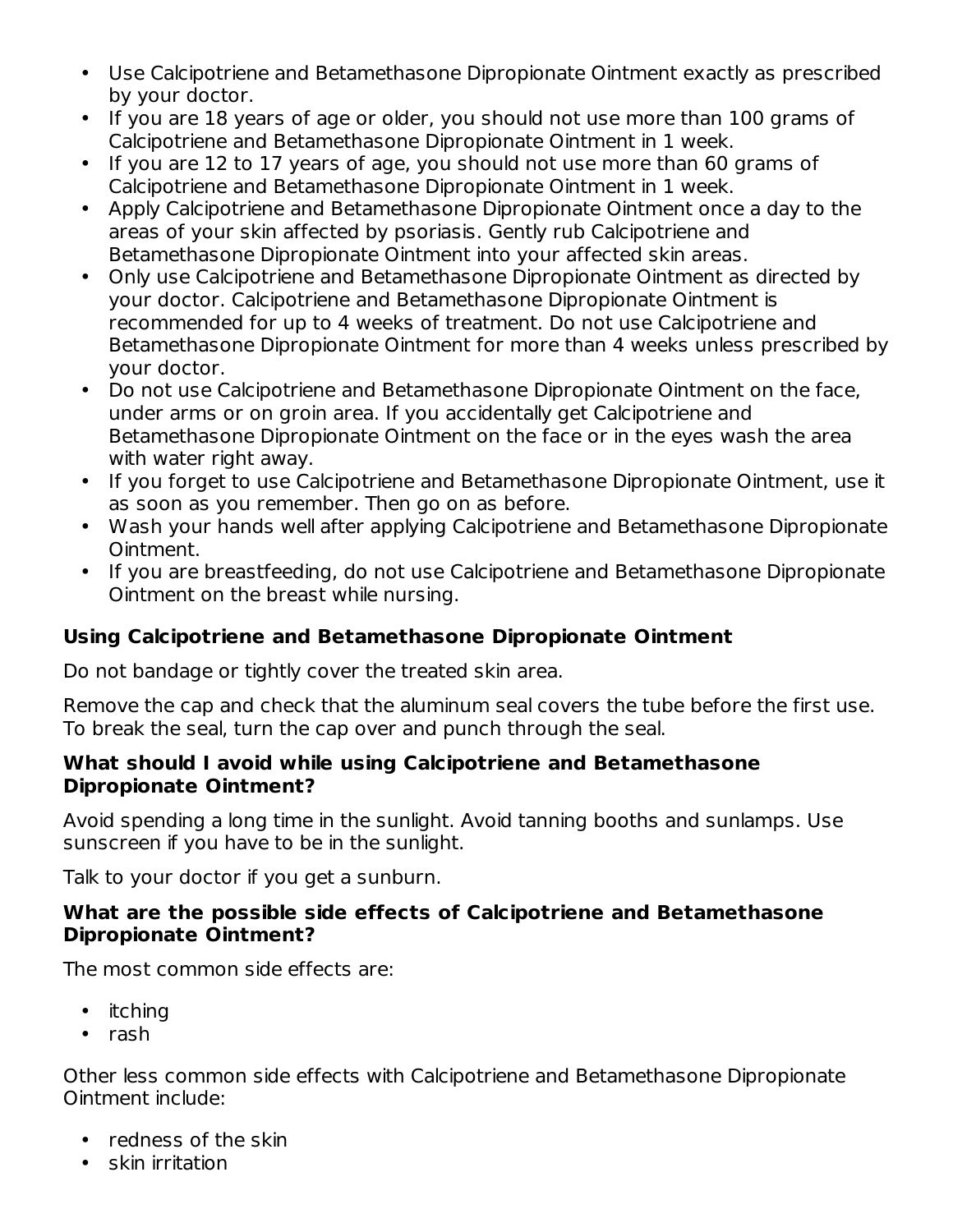- Use Calcipotriene and Betamethasone Dipropionate Ointment exactly as prescribed by your doctor.
- If you are 18 years of age or older, you should not use more than 100 grams of Calcipotriene and Betamethasone Dipropionate Ointment in 1 week.
- If you are 12 to 17 years of age, you should not use more than 60 grams of Calcipotriene and Betamethasone Dipropionate Ointment in 1 week.
- Apply Calcipotriene and Betamethasone Dipropionate Ointment once a day to the areas of your skin affected by psoriasis. Gently rub Calcipotriene and Betamethasone Dipropionate Ointment into your affected skin areas.
- Only use Calcipotriene and Betamethasone Dipropionate Ointment as directed by your doctor. Calcipotriene and Betamethasone Dipropionate Ointment is recommended for up to 4 weeks of treatment. Do not use Calcipotriene and Betamethasone Dipropionate Ointment for more than 4 weeks unless prescribed by your doctor.
- Do not use Calcipotriene and Betamethasone Dipropionate Ointment on the face, under arms or on groin area. If you accidentally get Calcipotriene and Betamethasone Dipropionate Ointment on the face or in the eyes wash the area with water right away.
- If you forget to use Calcipotriene and Betamethasone Dipropionate Ointment, use it as soon as you remember. Then go on as before.
- Wash your hands well after applying Calcipotriene and Betamethasone Dipropionate Ointment.
- If you are breastfeeding, do not use Calcipotriene and Betamethasone Dipropionate Ointment on the breast while nursing.

**Using Calcipotriene and Betamethasone Dipropionate Ointment**

Do not bandage or tightly cover the treated skin area.

Remove the cap and check that the aluminum seal covers the tube before the first use. To break the seal, turn the cap over and punch through the seal.

**What should I avoid while using Calcipotriene and Betamethasone Dipropionate Ointment?**

Avoid spending a long time in the sunlight. Avoid tanning booths and sunlamps. Use sunscreen if you have to be in the sunlight.

Talk to your doctor if you get a sunburn.

**What are the possible side effects of Calcipotriene and Betamethasone Dipropionate Ointment?**

The most common side effects are:

- itching
- rash

Other less common side effects with Calcipotriene and Betamethasone Dipropionate Ointment include:

- redness of the skin
- skin irritation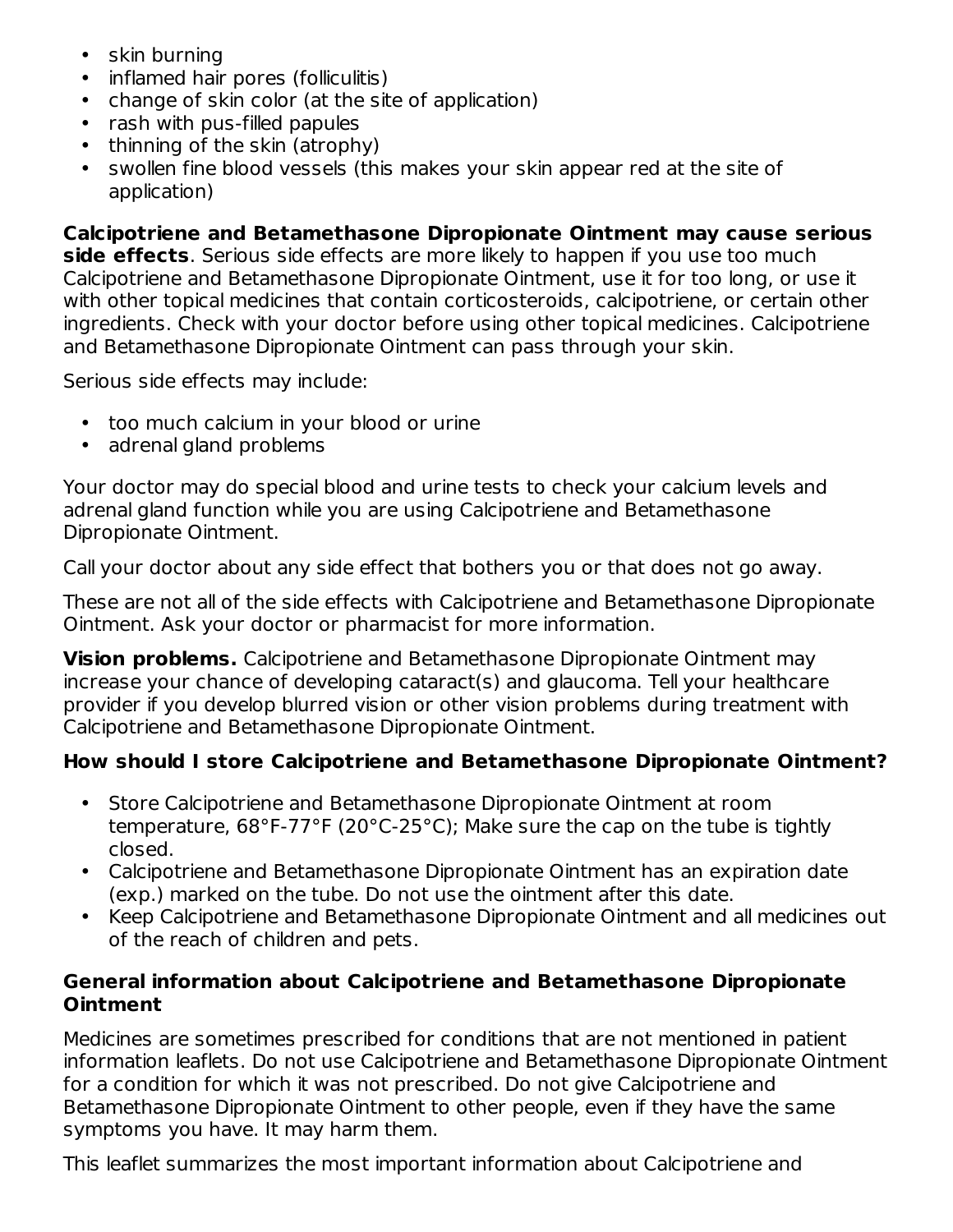- skin burning
- inflamed hair pores (folliculitis)
- change of skin color (at the site of application)
- rash with pus-filled papules
- thinning of the skin (atrophy)
- swollen fine blood vessels (this makes your skin appear red at the site of application)

**Calcipotriene and Betamethasone Dipropionate Ointment may cause serious side effects**. Serious side effects are more likely to happen if you use too much Calcipotriene and Betamethasone Dipropionate Ointment, use it for too long, or use it with other topical medicines that contain corticosteroids, calcipotriene, or certain other ingredients. Check with your doctor before using other topical medicines. Calcipotriene and Betamethasone Dipropionate Ointment can pass through your skin.

Serious side effects may include:

- too much calcium in your blood or urine
- adrenal gland problems

Your doctor may do special blood and urine tests to check your calcium levels and adrenal gland function while you are using Calcipotriene and Betamethasone Dipropionate Ointment.

Call your doctor about any side effect that bothers you or that does not go away.

These are not all of the side effects with Calcipotriene and Betamethasone Dipropionate Ointment. Ask your doctor or pharmacist for more information.

**Vision problems.** Calcipotriene and Betamethasone Dipropionate Ointment may increase your chance of developing cataract(s) and glaucoma. Tell your healthcare provider if you develop blurred vision or other vision problems during treatment with Calcipotriene and Betamethasone Dipropionate Ointment.

### How should I store Calcipotriene and Betamethasone Dipropionate Ointment?

- Store Calcipotriene and Betamethasone Dipropionate Ointment at room temperature, 68°F-77°F (20°C-25°C); Make sure the cap on the tube is tightly closed.
- Calcipotriene and Betamethasone Dipropionate Ointment has an expiration date (exp.) marked on the tube. Do not use the ointment after this date.
- Keep Calcipotriene and Betamethasone Dipropionate Ointment and all medicines out of the reach of children and pets.

### General information about Calcipotriene and Betamethasone Dipropionate Ointment

Medicines are sometimes prescribed for conditions that are not mentioned in patient information leaflets. Do not use Calcipotriene and Betamethasone Dipropionate Ointment for a condition for which it was not prescribed. Do not give Calcipotriene and Betamethasone Dipropionate Ointment to other people, even if they have the same symptoms you have. It may harm them.

This leaflet summarizes the most important information about Calcipotriene and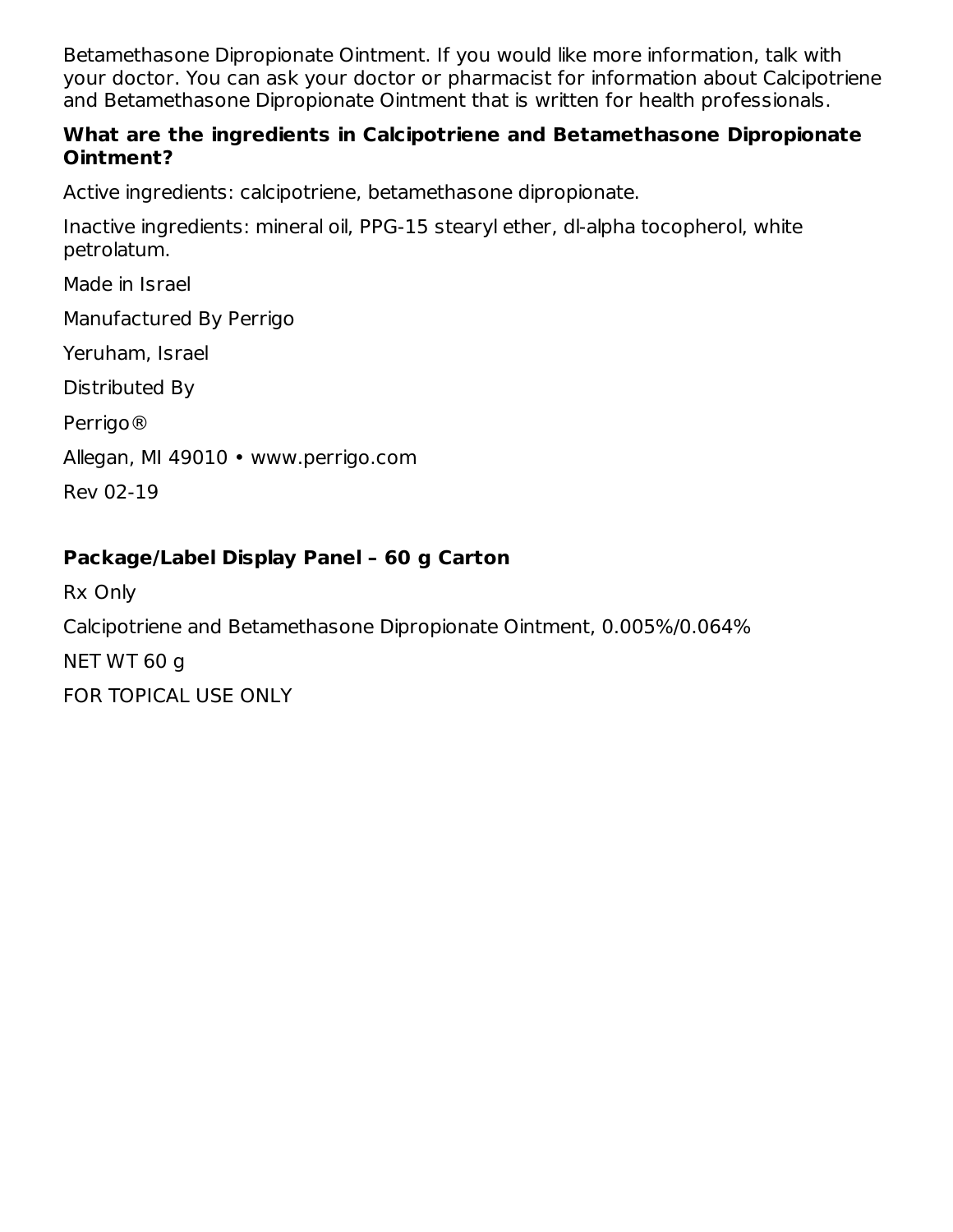Betamethasone Dipropionate Ointment. If you would like more information, talk with your doctor. You can ask your doctor or pharmacist for information about Calcipotriene and Betamethasone Dipropionate Ointment that is written for health professionals.

**What are the ingredients in Calcipotriene and Betamethasone Dipropionate Ointment?**

Active ingredients: calcipotriene, betamethasone dipropionate.

Inactive ingredients: mineral oil, PPG-15 stearyl ether, dl-alpha tocopherol, white petrolatum.

Made in Israel

Manufactured By Perrigo

Yeruham, Israel

Distributed By

Perrigo®

Allegan, MI 49010 • www.perrigo.com

Rev 02-19

## Package/Label Display Panel – 60 g Carton

Rx Only

Calcipotriene and Betamethasone Dipropionate Ointment, 0.005%/0.064%

NET WT 60 g

FOR TOPICAL USE ONLY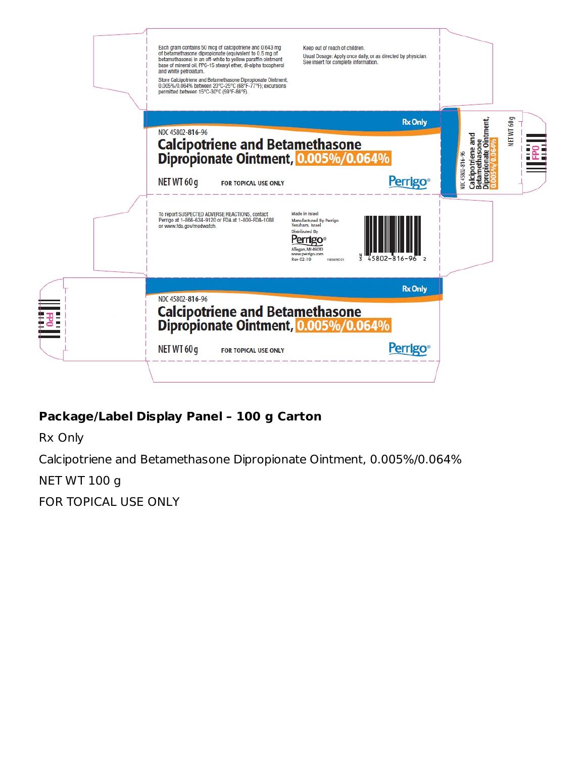Each gram contains 50 mcg of calcipotriene and 0.643 mg of betamethasone dipropionate (equivalent to 0.5 mg of betamethasone) in an off-white to yellow paraffin ointment base of mineral oil, PPG-15 stearyl ether, dl-alpha tocopherol and white petrolatum.

Store Calcipotriene and Betamethasone Dipropionate Ointment, 0.005%/0.064% between 20°C-25°C (68°F-77°F); excursions permitted between 15°C-30°C (59°F-86°F).

Keep out of reach of children.

Usual Dosage: Apply once daily, or as directed by physician. See insert for complete information.

Rx Only

NDC 45802-816-96

**Calcipotriene and Betamethasone Dipropionate Ointment, 0.005%/0.064%**

NET WT 60 g

FOR TOPICAL USE ONLY

Perrigo®

To report SUSPECTED ADVERSE REACTIONS, contact Perrigo at 1-866-634-9120 or FDA at 1-800-FDA-1088 or www.fda.gov/medwatch.

Made in Israel
Manufactured By Perrigo
Yeruham, Israel
Distributed By
Perrigo®
Allegan, MI 49010
www.perrigo.com
Rev 02-19

3 45802-816-96 2

## Package/Label Display Panel – 100 g Carton

Rx Only

Calcipotriene and Betamethasone Dipropionate Ointment, 0.005%/0.064%

NET WT 100 g

FOR TOPICAL USE ONLY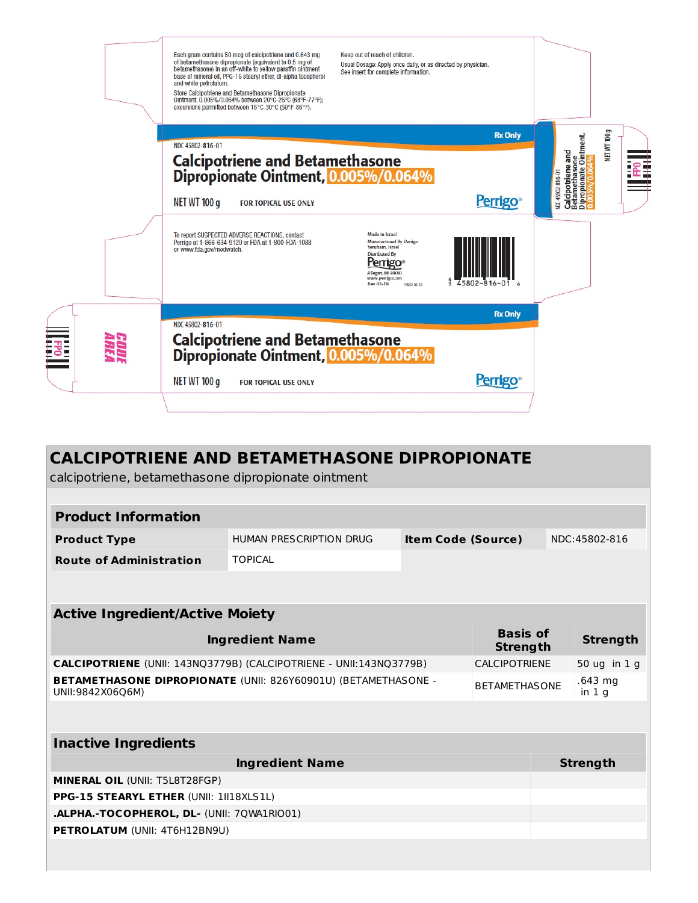Each gram contains 50 mcg of calcipotriene and 0.643 mg of betamethasone dipropionate (equivalent to 0.5 mg of betamethasone) in an off-white to yellow paraffin ointment base of mineral oil, PPG-15 stearyl ether, dl-alpha tocopherol and white petrolatum.

Store Calcipotriene and Betamethasone Dipropionate Ointment, 0.005%/0.064% between 20°C-25°C (68°F-77°F); excursions permitted between 15°C-30°C (59°F-86°F).

Keep out of reach of children.

Usual Dosage: Apply once daily, or as directed by physician.
See insert for complete information.

Rx Only

NDC 45802-816-01

**Calcipotriene and Betamethasone Dipropionate Ointment, 0.005%/0.064%**

NET WT 100 g FOR TOPICAL USE ONLY

Perrigo®

To report SUSPECTED ADVERSE REACTIONS, contact Perrigo at 1-866-634-9120 or FDA at 1-800-FDA-1088 or www.fda.gov/medwatch.

Made in Israel
Manufactured By Perrigo
Yeruham, Israel
Distributed By
Perrigo®
Allegan, MI 49010
www.perrigo.com
Rev 02-19

45802-816-01

CODE AREA

FPO

# CALCIPOTRIENE AND BETAMETHASONE DIPROPIONATE

calcipotriene, betamethasone dipropionate ointment

| Product Information | | | |
|---|---|---|---|
| **Product Type** | HUMAN PRESCRIPTION DRUG | **Item Code (Source)** | NDC:45802-816 |
| **Route of Administration** | TOPICAL | | |

| Active Ingredient/Active Moiety | | |
|---|---|---|
| **Ingredient Name** | **Basis of Strength** | **Strength** |
| **CALCIPOTRIENE** (UNII: 143NQ3779B) (CALCIPOTRIENE - UNII:143NQ3779B) | CALCIPOTRIENE | 50 ug in 1 g |
| **BETAMETHASONE DIPROPIONATE** (UNII: 826Y60901U) (BETAMETHASONE - UNII:9842X06Q6M) | BETAMETHASONE | .643 mg in 1 g |

| Inactive Ingredients | |
|---|---|
| **Ingredient Name** | **Strength** |
| **MINERAL OIL** (UNII: T5L8T28FGP) | |
| **PPG-15 STEARYL ETHER** (UNII: 1II18XLS1L) | |
| **.ALPHA.-TOCOPHEROL, DL-** (UNII: 7QWA1RIO01) | |
| **PETROLATUM** (UNII: 4T6H12BN9U) | |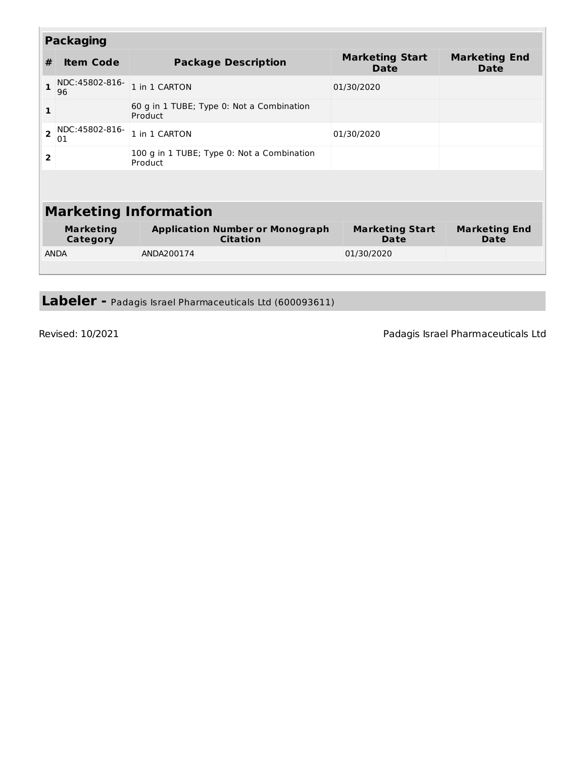## Packaging

| # | Item Code | Package Description | Marketing Start Date | Marketing End Date |
|---|---|---|---|---|
| 1 | NDC:45802-816-96 | 1 in 1 CARTON | 01/30/2020 | |
| 1 | | 60 g in 1 TUBE; Type 0: Not a Combination Product | | |
| 2 | NDC:45802-816-01 | 1 in 1 CARTON | 01/30/2020 | |
| 2 | | 100 g in 1 TUBE; Type 0: Not a Combination Product | | |

## Marketing Information

| Marketing Category | Application Number or Monograph Citation | Marketing Start Date | Marketing End Date |
|---|---|---|---|
| ANDA | ANDA200174 | 01/30/2020 | |

## Labeler - Padagis Israel Pharmaceuticals Ltd (600093611)

Revised: 10/2021

Padagis Israel Pharmaceuticals Ltd